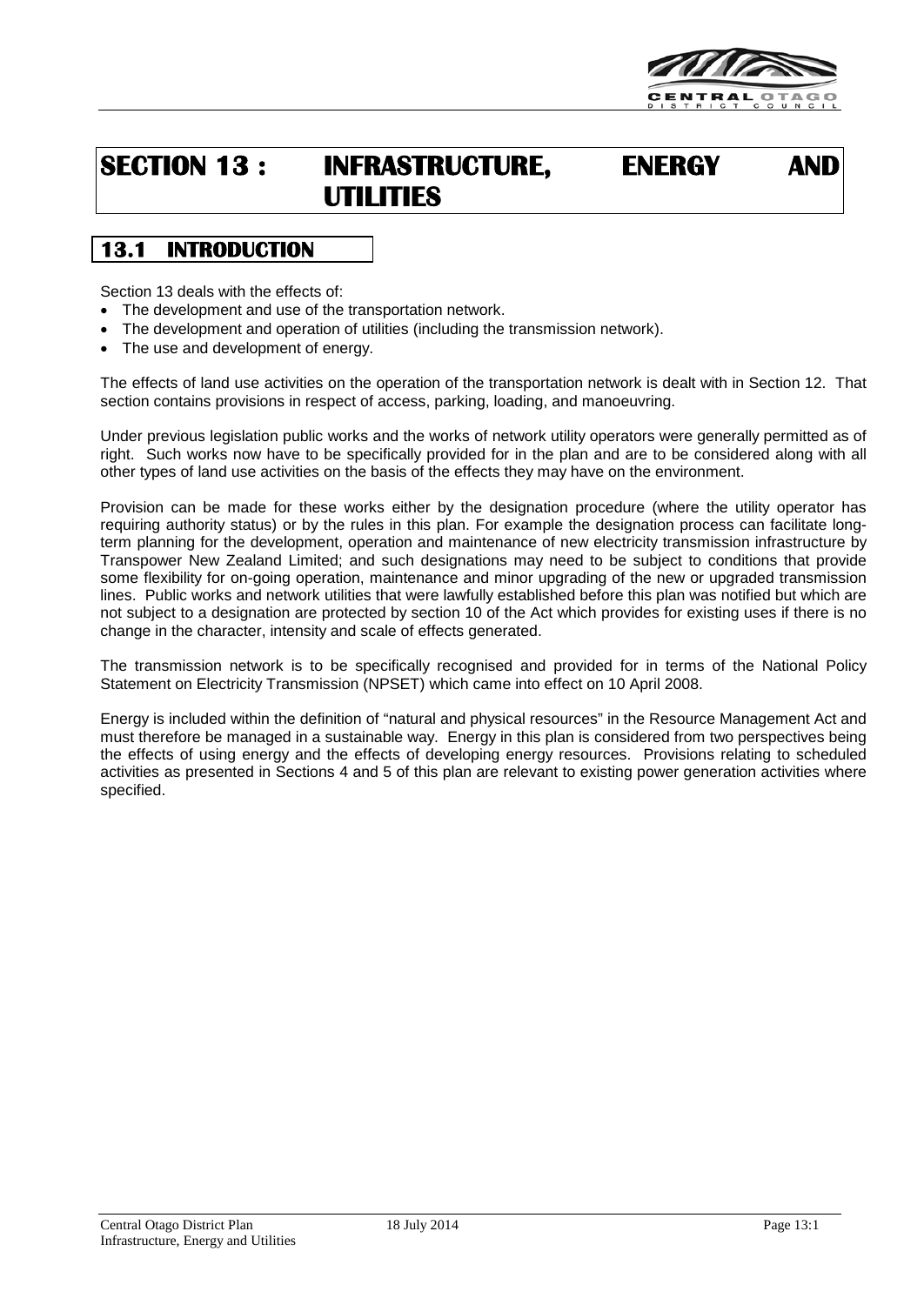# SECTION 13 : INFRASTRUCTURE, ENERGY AND UTILITIES

## 13.1 INTRODUCTION

Section 13 deals with the effects of:

- The development and use of the transportation network.
- The development and operation of utilities (including the transmission network).
- The use and development of energy.

The effects of land use activities on the operation of the transportation network is dealt with in Section 12. That section contains provisions in respect of access, parking, loading, and manoeuvring.

Under previous legislation public works and the works of network utility operators were generally permitted as of right. Such works now have to be specifically provided for in the plan and are to be considered along with all other types of land use activities on the basis of the effects they may have on the environment.

Provision can be made for these works either by the designation procedure (where the utility operator has requiring authority status) or by the rules in this plan. For example the designation process can facilitate long-term planning for the development, operation and maintenance of new electricity transmission infrastructure by Transpower New Zealand Limited; and such designations may need to be subject to conditions that provide some flexibility for on-going operation, maintenance and minor upgrading of the new or upgraded transmission lines. Public works and network utilities that were lawfully established before this plan was notified but which are not subject to a designation are protected by section 10 of the Act which provides for existing uses if there is no change in the character, intensity and scale of effects generated.

The transmission network is to be specifically recognised and provided for in terms of the National Policy Statement on Electricity Transmission (NPSET) which came into effect on 10 April 2008.

Energy is included within the definition of "natural and physical resources" in the Resource Management Act and must therefore be managed in a sustainable way. Energy in this plan is considered from two perspectives being the effects of using energy and the effects of developing energy resources. Provisions relating to scheduled activities as presented in Sections 4 and 5 of this plan are relevant to existing power generation activities where specified.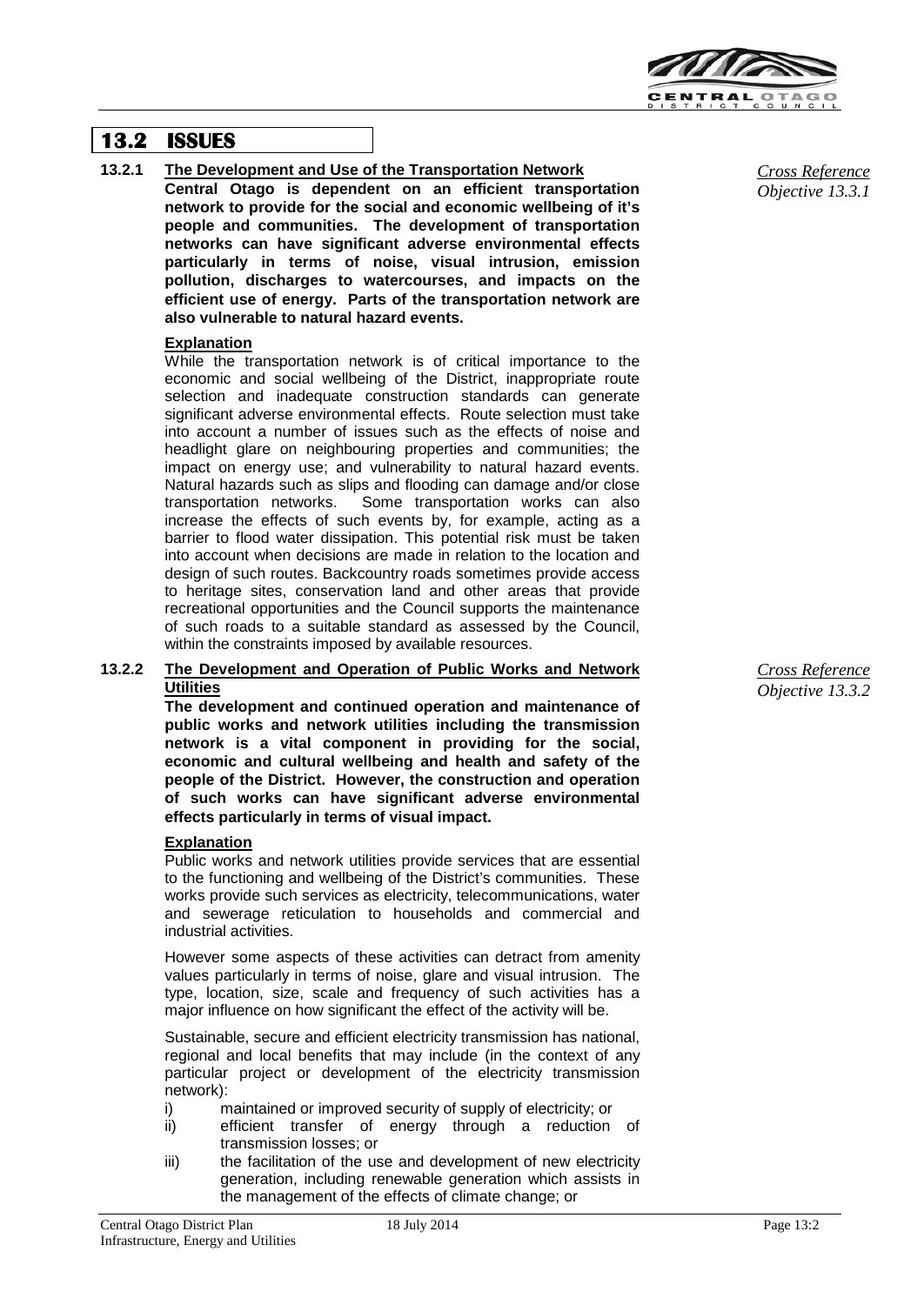## 13.2 ISSUES

### 13.2.1 The Development and Use of the Transportation Network

*Cross Reference Objective 13.3.1*

**Central Otago is dependent on an efficient transportation network to provide for the social and economic wellbeing of it's people and communities. The development of transportation networks can have significant adverse environmental effects particularly in terms of noise, visual intrusion, emission pollution, discharges to watercourses, and impacts on the efficient use of energy. Parts of the transportation network are also vulnerable to natural hazard events.**

**Explanation**

While the transportation network is of critical importance to the economic and social wellbeing of the District, inappropriate route selection and inadequate construction standards can generate significant adverse environmental effects. Route selection must take into account a number of issues such as the effects of noise and headlight glare on neighbouring properties and communities; the impact on energy use; and vulnerability to natural hazard events. Natural hazards such as slips and flooding can damage and/or close transportation networks. Some transportation works can also increase the effects of such events by, for example, acting as a barrier to flood water dissipation. This potential risk must be taken into account when decisions are made in relation to the location and design of such routes. Backcountry roads sometimes provide access to heritage sites, conservation land and other areas that provide recreational opportunities and the Council supports the maintenance of such roads to a suitable standard as assessed by the Council, within the constraints imposed by available resources.

### 13.2.2 The Development and Operation of Public Works and Network Utilities

*Cross Reference Objective 13.3.2*

**The development and continued operation and maintenance of public works and network utilities including the transmission network is a vital component in providing for the social, economic and cultural wellbeing and health and safety of the people of the District. However, the construction and operation of such works can have significant adverse environmental effects particularly in terms of visual impact.**

**Explanation**

Public works and network utilities provide services that are essential to the functioning and wellbeing of the District's communities. These works provide such services as electricity, telecommunications, water and sewerage reticulation to households and commercial and industrial activities.

However some aspects of these activities can detract from amenity values particularly in terms of noise, glare and visual intrusion. The type, location, size, scale and frequency of such activities has a major influence on how significant the effect of the activity will be.

Sustainable, secure and efficient electricity transmission has national, regional and local benefits that may include (in the context of any particular project or development of the electricity transmission network):

i) maintained or improved security of supply of electricity; or
ii) efficient transfer of energy through a reduction of transmission losses; or
iii) the facilitation of the use and development of new electricity generation, including renewable generation which assists in the management of the effects of climate change; or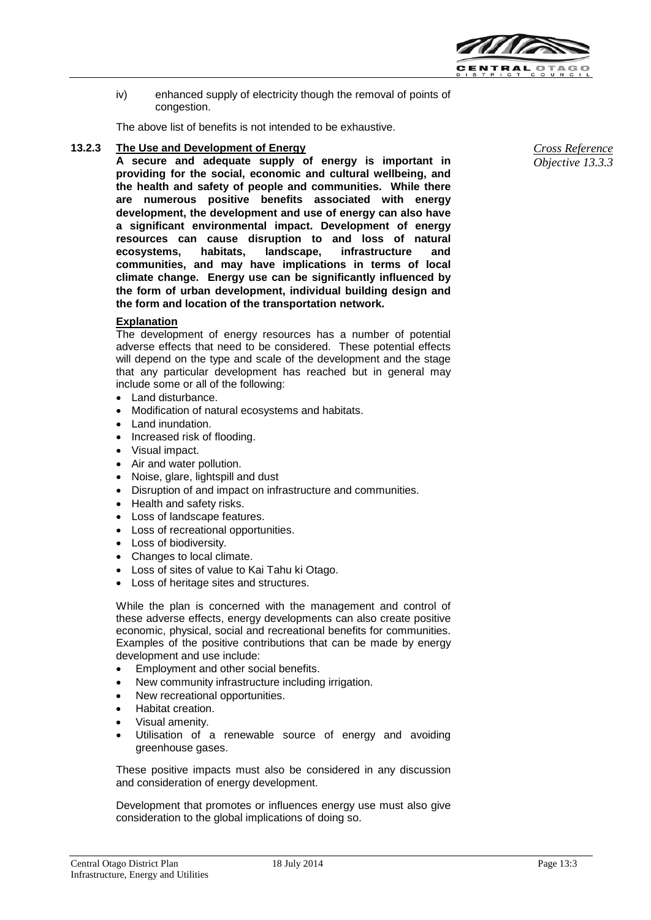iv) enhanced supply of electricity though the removal of points of congestion.

The above list of benefits is not intended to be exhaustive.

### 13.2.3 The Use and Development of Energy

*Cross Reference Objective 13.3.3*

**A secure and adequate supply of energy is important in providing for the social, economic and cultural wellbeing, and the health and safety of people and communities. While there are numerous positive benefits associated with energy development, the development and use of energy can also have a significant environmental impact. Development of energy resources can cause disruption to and loss of natural ecosystems, habitats, landscape, infrastructure and communities, and may have implications in terms of local climate change. Energy use can be significantly influenced by the form of urban development, individual building design and the form and location of the transportation network.**

**Explanation**

The development of energy resources has a number of potential adverse effects that need to be considered. These potential effects will depend on the type and scale of the development and the stage that any particular development has reached but in general may include some or all of the following:

- Land disturbance.
- Modification of natural ecosystems and habitats.
- Land inundation.
- Increased risk of flooding.
- Visual impact.
- Air and water pollution.
- Noise, glare, lightspill and dust
- Disruption of and impact on infrastructure and communities.
- Health and safety risks.
- Loss of landscape features.
- Loss of recreational opportunities.
- Loss of biodiversity.
- Changes to local climate.
- Loss of sites of value to Kai Tahu ki Otago.
- Loss of heritage sites and structures.

While the plan is concerned with the management and control of these adverse effects, energy developments can also create positive economic, physical, social and recreational benefits for communities. Examples of the positive contributions that can be made by energy development and use include:

- Employment and other social benefits.
- New community infrastructure including irrigation.
- New recreational opportunities.
- Habitat creation.
- Visual amenity.
- Utilisation of a renewable source of energy and avoiding greenhouse gases.

These positive impacts must also be considered in any discussion and consideration of energy development.

Development that promotes or influences energy use must also give consideration to the global implications of doing so.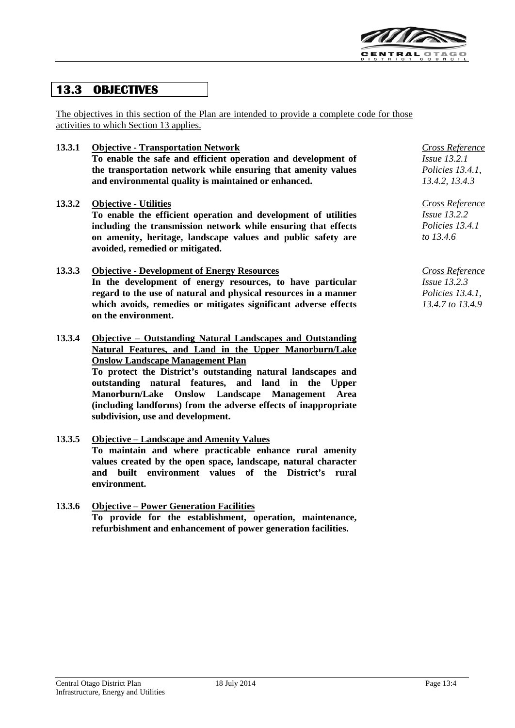## 13.3 OBJECTIVES

<u>The objectives in this section of the Plan are intended to provide a complete code for those activities to which Section 13 applies.</u>

**13.3.1 <u>Objective - Transportation Network</u>**

**To enable the safe and efficient operation and development of the transportation network while ensuring that amenity values and environmental quality is maintained or enhanced.**

*<u>Cross Reference</u>*
*Issue 13.2.1*
*Policies 13.4.1, 13.4.2, 13.4.3*

**13.3.2 <u>Objective - Utilities</u>**

**To enable the efficient operation and development of utilities including the transmission network while ensuring that effects on amenity, heritage, landscape values and public safety are avoided, remedied or mitigated.**

*<u>Cross Reference</u>*
*Issue 13.2.2*
*Policies 13.4.1 to 13.4.6*

**13.3.3 <u>Objective - Development of Energy Resources</u>**

**In the development of energy resources, to have particular regard to the use of natural and physical resources in a manner which avoids, remedies or mitigates significant adverse effects on the environment.**

*<u>Cross Reference</u>*
*Issue 13.2.3*
*Policies 13.4.1, 13.4.7 to 13.4.9*

**13.3.4 <u>Objective – Outstanding Natural Landscapes and Outstanding Natural Features, and Land in the Upper Manorburn/Lake Onslow Landscape Management Plan</u>**

**To protect the District's outstanding natural landscapes and outstanding natural features, and land in the Upper Manorburn/Lake Onslow Landscape Management Area (including landforms) from the adverse effects of inappropriate subdivision, use and development.**

**13.3.5 <u>Objective – Landscape and Amenity Values</u>**

**To maintain and where practicable enhance rural amenity values created by the open space, landscape, natural character and built environment values of the District's rural environment.**

**13.3.6 <u>Objective – Power Generation Facilities</u>**

**To provide for the establishment, operation, maintenance, refurbishment and enhancement of power generation facilities.**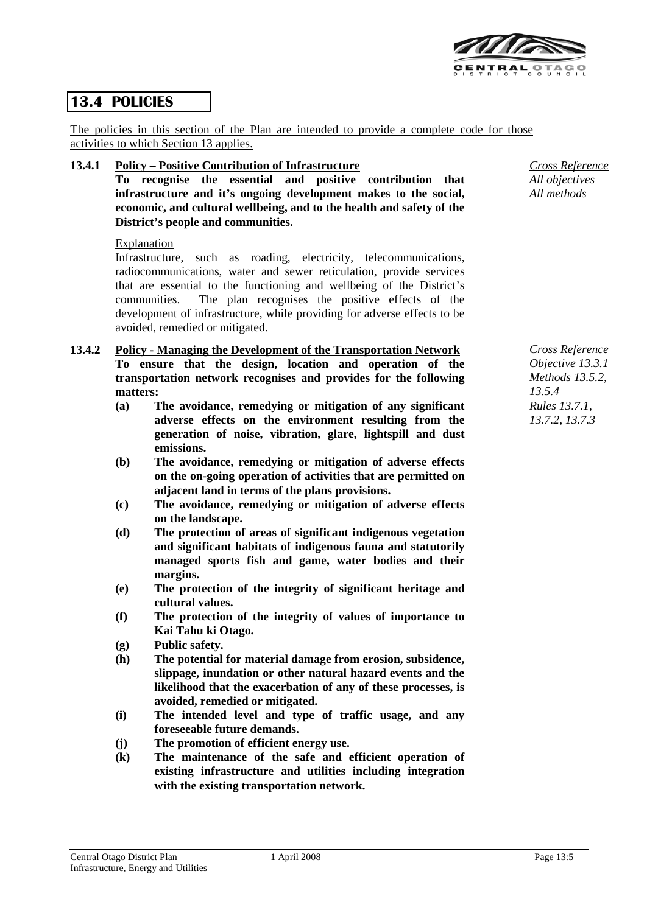## 13.4 POLICIES

The policies in this section of the Plan are intended to provide a complete code for those activities to which Section 13 applies.

### 13.4.1 Policy – Positive Contribution of Infrastructure

*Cross Reference*
*All objectives*
*All methods*

**To recognise the essential and positive contribution that infrastructure and it's ongoing development makes to the social, economic, and cultural wellbeing, and to the health and safety of the District's people and communities.**

Explanation

Infrastructure, such as roading, electricity, telecommunications, radiocommunications, water and sewer reticulation, provide services that are essential to the functioning and wellbeing of the District's communities. The plan recognises the positive effects of the development of infrastructure, while providing for adverse effects to be avoided, remedied or mitigated.

### 13.4.2 Policy - Managing the Development of the Transportation Network

*Cross Reference*
*Objective 13.3.1*
*Methods 13.5.2, 13.5.4*
*Rules 13.7.1, 13.7.2, 13.7.3*

**To ensure that the design, location and operation of the transportation network recognises and provides for the following matters:**

- **(a) The avoidance, remedying or mitigation of any significant adverse effects on the environment resulting from the generation of noise, vibration, glare, lightspill and dust emissions.**
- **(b) The avoidance, remedying or mitigation of adverse effects on the on-going operation of activities that are permitted on adjacent land in terms of the plans provisions.**
- **(c) The avoidance, remedying or mitigation of adverse effects on the landscape.**
- **(d) The protection of areas of significant indigenous vegetation and significant habitats of indigenous fauna and statutorily managed sports fish and game, water bodies and their margins.**
- **(e) The protection of the integrity of significant heritage and cultural values.**
- **(f) The protection of the integrity of values of importance to Kai Tahu ki Otago.**
- **(g) Public safety.**
- **(h) The potential for material damage from erosion, subsidence, slippage, inundation or other natural hazard events and the likelihood that the exacerbation of any of these processes, is avoided, remedied or mitigated.**
- **(i) The intended level and type of traffic usage, and any foreseeable future demands.**
- **(j) The promotion of efficient energy use.**
- **(k) The maintenance of the safe and efficient operation of existing infrastructure and utilities including integration with the existing transportation network.**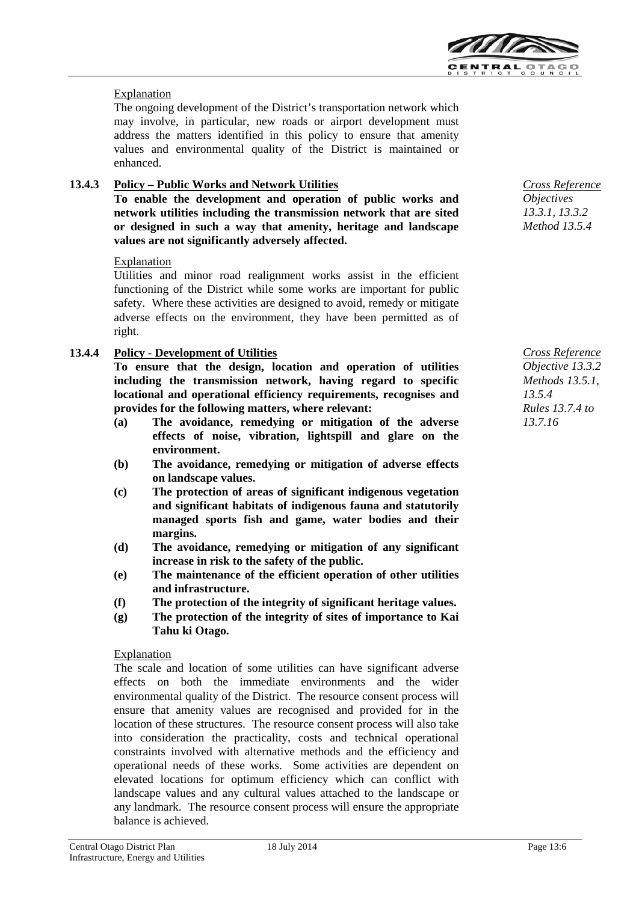Explanation

The ongoing development of the District's transportation network which may involve, in particular, new roads or airport development must address the matters identified in this policy to ensure that amenity values and environmental quality of the District is maintained or enhanced.

### 13.4.3 Policy – Public Works and Network Utilities

*Cross Reference*
*Objectives 13.3.1, 13.3.2*
*Method 13.5.4*

**To enable the development and operation of public works and network utilities including the transmission network that are sited or designed in such a way that amenity, heritage and landscape values are not significantly adversely affected.**

Explanation

Utilities and minor road realignment works assist in the efficient functioning of the District while some works are important for public safety. Where these activities are designed to avoid, remedy or mitigate adverse effects on the environment, they have been permitted as of right.

### 13.4.4 Policy - Development of Utilities

*Cross Reference*
*Objective 13.3.2*
*Methods 13.5.1, 13.5.4*
*Rules 13.7.4 to 13.7.16*

**To ensure that the design, location and operation of utilities including the transmission network, having regard to specific locational and operational efficiency requirements, recognises and provides for the following matters, where relevant:**

**(a) The avoidance, remedying or mitigation of the adverse effects of noise, vibration, lightspill and glare on the environment.**

**(b) The avoidance, remedying or mitigation of adverse effects on landscape values.**

**(c) The protection of areas of significant indigenous vegetation and significant habitats of indigenous fauna and statutorily managed sports fish and game, water bodies and their margins.**

**(d) The avoidance, remedying or mitigation of any significant increase in risk to the safety of the public.**

**(e) The maintenance of the efficient operation of other utilities and infrastructure.**

**(f) The protection of the integrity of significant heritage values.**

**(g) The protection of the integrity of sites of importance to Kai Tahu ki Otago.**

Explanation

The scale and location of some utilities can have significant adverse effects on both the immediate environments and the wider environmental quality of the District. The resource consent process will ensure that amenity values are recognised and provided for in the location of these structures. The resource consent process will also take into consideration the practicality, costs and technical operational constraints involved with alternative methods and the efficiency and operational needs of these works. Some activities are dependent on elevated locations for optimum efficiency which can conflict with landscape values and any cultural values attached to the landscape or any landmark. The resource consent process will ensure the appropriate balance is achieved.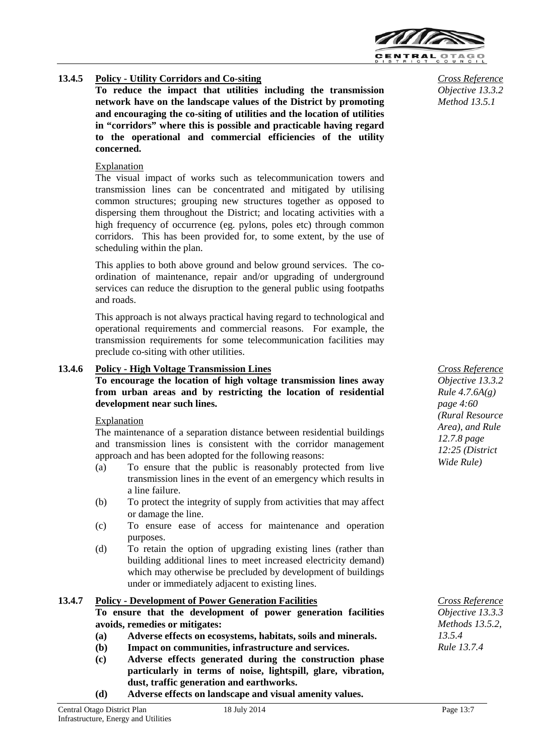### 13.4.5 Policy - Utility Corridors and Co-siting

*Cross Reference*
*Objective 13.3.2*
*Method 13.5.1*

**To reduce the impact that utilities including the transmission network have on the landscape values of the District by promoting and encouraging the co-siting of utilities and the location of utilities in "corridors" where this is possible and practicable having regard to the operational and commercial efficiencies of the utility concerned.**

Explanation

The visual impact of works such as telecommunication towers and transmission lines can be concentrated and mitigated by utilising common structures; grouping new structures together as opposed to dispersing them throughout the District; and locating activities with a high frequency of occurrence (eg. pylons, poles etc) through common corridors. This has been provided for, to some extent, by the use of scheduling within the plan.

This applies to both above ground and below ground services. The co-ordination of maintenance, repair and/or upgrading of underground services can reduce the disruption to the general public using footpaths and roads.

This approach is not always practical having regard to technological and operational requirements and commercial reasons. For example, the transmission requirements for some telecommunication facilities may preclude co-siting with other utilities.

### 13.4.6 Policy - High Voltage Transmission Lines

*Cross Reference*
*Objective 13.3.2*
*Rule 4.7.6A(g) page 4:60 (Rural Resource Area), and Rule 12.7.8 page 12:25 (District Wide Rule)*

**To encourage the location of high voltage transmission lines away from urban areas and by restricting the location of residential development near such lines.**

Explanation

The maintenance of a separation distance between residential buildings and transmission lines is consistent with the corridor management approach and has been adopted for the following reasons:

(a) To ensure that the public is reasonably protected from live transmission lines in the event of an emergency which results in a line failure.

(b) To protect the integrity of supply from activities that may affect or damage the line.

(c) To ensure ease of access for maintenance and operation purposes.

(d) To retain the option of upgrading existing lines (rather than building additional lines to meet increased electricity demand) which may otherwise be precluded by development of buildings under or immediately adjacent to existing lines.

### 13.4.7 Policy - Development of Power Generation Facilities

*Cross Reference*
*Objective 13.3.3*
*Methods 13.5.2, 13.5.4*
*Rule 13.7.4*

**To ensure that the development of power generation facilities avoids, remedies or mitigates:**

**(a) Adverse effects on ecosystems, habitats, soils and minerals.**

**(b) Impact on communities, infrastructure and services.**

**(c) Adverse effects generated during the construction phase particularly in terms of noise, lightspill, glare, vibration, dust, traffic generation and earthworks.**

**(d) Adverse effects on landscape and visual amenity values.**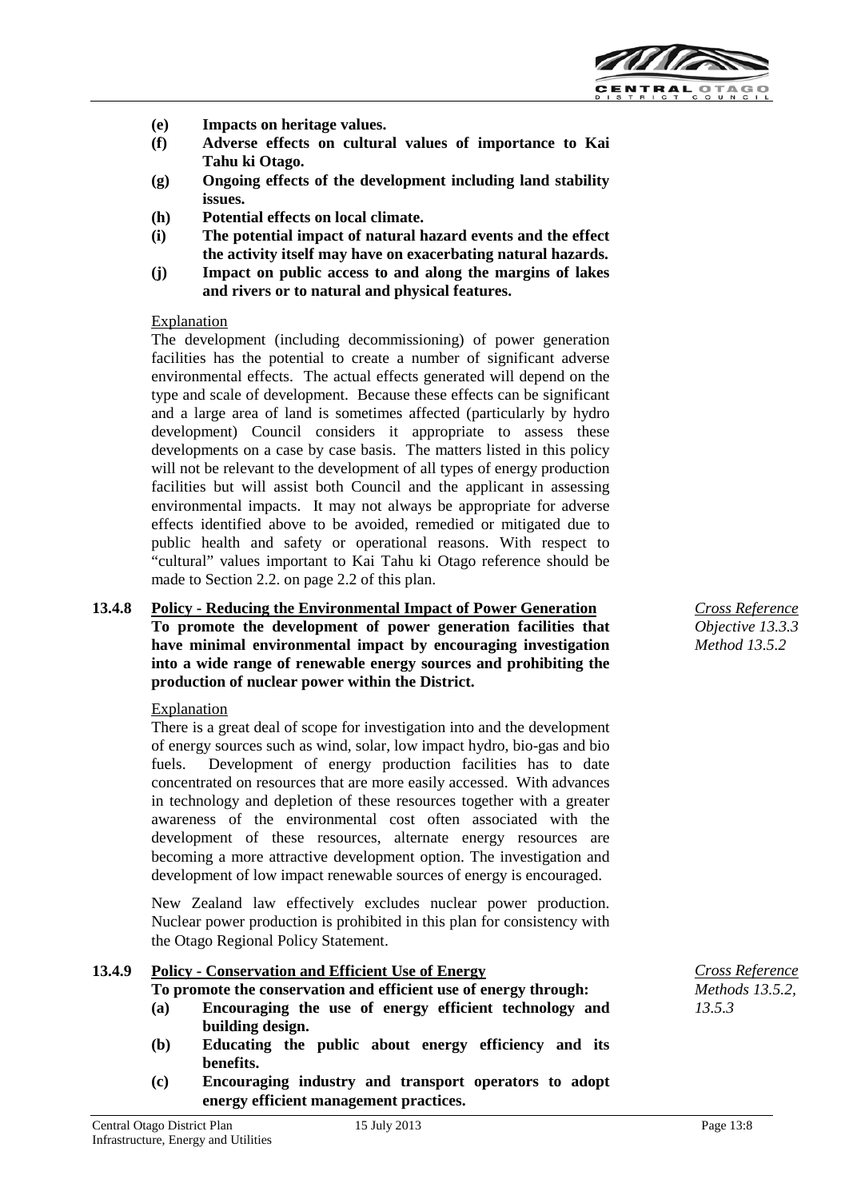**(e) Impacts on heritage values.**

**(f) Adverse effects on cultural values of importance to Kai Tahu ki Otago.**

**(g) Ongoing effects of the development including land stability issues.**

**(h) Potential effects on local climate.**

**(i) The potential impact of natural hazard events and the effect the activity itself may have on exacerbating natural hazards.**

**(j) Impact on public access to and along the margins of lakes and rivers or to natural and physical features.**

Explanation

The development (including decommissioning) of power generation facilities has the potential to create a number of significant adverse environmental effects. The actual effects generated will depend on the type and scale of development. Because these effects can be significant and a large area of land is sometimes affected (particularly by hydro development) Council considers it appropriate to assess these developments on a case by case basis. The matters listed in this policy will not be relevant to the development of all types of energy production facilities but will assist both Council and the applicant in assessing environmental impacts. It may not always be appropriate for adverse effects identified above to be avoided, remedied or mitigated due to public health and safety or operational reasons. With respect to "cultural" values important to Kai Tahu ki Otago reference should be made to Section 2.2. on page 2.2 of this plan.

### 13.4.8 Policy - Reducing the Environmental Impact of Power Generation

*Cross Reference*
*Objective 13.3.3*
*Method 13.5.2*

**To promote the development of power generation facilities that have minimal environmental impact by encouraging investigation into a wide range of renewable energy sources and prohibiting the production of nuclear power within the District.**

Explanation

There is a great deal of scope for investigation into and the development of energy sources such as wind, solar, low impact hydro, bio-gas and bio fuels. Development of energy production facilities has to date concentrated on resources that are more easily accessed. With advances in technology and depletion of these resources together with a greater awareness of the environmental cost often associated with the development of these resources, alternate energy resources are becoming a more attractive development option. The investigation and development of low impact renewable sources of energy is encouraged.

New Zealand law effectively excludes nuclear power production. Nuclear power production is prohibited in this plan for consistency with the Otago Regional Policy Statement.

### 13.4.9 Policy - Conservation and Efficient Use of Energy

*Cross Reference*
*Methods 13.5.2, 13.5.3*

**To promote the conservation and efficient use of energy through:**

**(a) Encouraging the use of energy efficient technology and building design.**

**(b) Educating the public about energy efficiency and its benefits.**

**(c) Encouraging industry and transport operators to adopt energy efficient management practices.**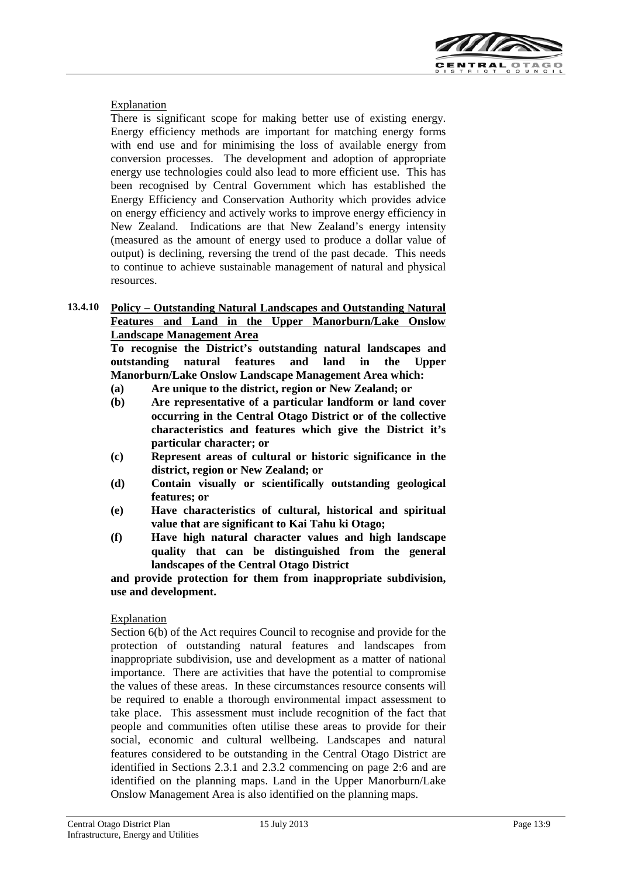<u>Explanation</u>

There is significant scope for making better use of existing energy. Energy efficiency methods are important for matching energy forms with end use and for minimising the loss of available energy from conversion processes. The development and adoption of appropriate energy use technologies could also lead to more efficient use. This has been recognised by Central Government which has established the Energy Efficiency and Conservation Authority which provides advice on energy efficiency and actively works to improve energy efficiency in New Zealand. Indications are that New Zealand's energy intensity (measured as the amount of energy used to produce a dollar value of output) is declining, reversing the trend of the past decade. This needs to continue to achieve sustainable management of natural and physical resources.

**13.4.10 <u>Policy – Outstanding Natural Landscapes and Outstanding Natural Features and Land in the Upper Manorburn/Lake Onslow Landscape Management Area</u>**

**To recognise the District's outstanding natural landscapes and outstanding natural features and land in the Upper Manorburn/Lake Onslow Landscape Management Area which:**

- **(a) Are unique to the district, region or New Zealand; or**
- **(b) Are representative of a particular landform or land cover occurring in the Central Otago District or of the collective characteristics and features which give the District it's particular character; or**
- **(c) Represent areas of cultural or historic significance in the district, region or New Zealand; or**
- **(d) Contain visually or scientifically outstanding geological features; or**
- **(e) Have characteristics of cultural, historical and spiritual value that are significant to Kai Tahu ki Otago;**
- **(f) Have high natural character values and high landscape quality that can be distinguished from the general landscapes of the Central Otago District**

**and provide protection for them from inappropriate subdivision, use and development.**

<u>Explanation</u>

Section 6(b) of the Act requires Council to recognise and provide for the protection of outstanding natural features and landscapes from inappropriate subdivision, use and development as a matter of national importance. There are activities that have the potential to compromise the values of these areas. In these circumstances resource consents will be required to enable a thorough environmental impact assessment to take place. This assessment must include recognition of the fact that people and communities often utilise these areas to provide for their social, economic and cultural wellbeing. Landscapes and natural features considered to be outstanding in the Central Otago District are identified in Sections 2.3.1 and 2.3.2 commencing on page 2:6 and are identified on the planning maps. Land in the Upper Manorburn/Lake Onslow Management Area is also identified on the planning maps.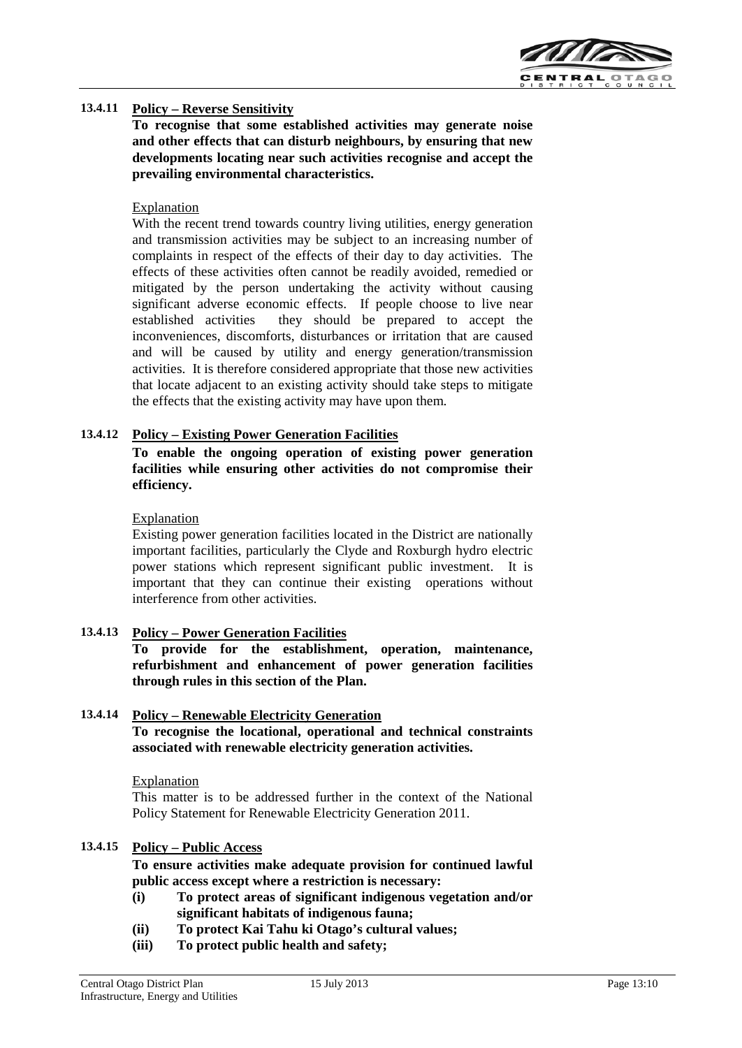**13.4.11 Policy – Reverse Sensitivity**

**To recognise that some established activities may generate noise and other effects that can disturb neighbours, by ensuring that new developments locating near such activities recognise and accept the prevailing environmental characteristics.**

Explanation

With the recent trend towards country living utilities, energy generation and transmission activities may be subject to an increasing number of complaints in respect of the effects of their day to day activities. The effects of these activities often cannot be readily avoided, remedied or mitigated by the person undertaking the activity without causing significant adverse economic effects. If people choose to live near established activities they should be prepared to accept the inconveniences, discomforts, disturbances or irritation that are caused and will be caused by utility and energy generation/transmission activities. It is therefore considered appropriate that those new activities that locate adjacent to an existing activity should take steps to mitigate the effects that the existing activity may have upon them.

**13.4.12 Policy – Existing Power Generation Facilities**

**To enable the ongoing operation of existing power generation facilities while ensuring other activities do not compromise their efficiency.**

Explanation

Existing power generation facilities located in the District are nationally important facilities, particularly the Clyde and Roxburgh hydro electric power stations which represent significant public investment. It is important that they can continue their existing operations without interference from other activities.

**13.4.13 Policy – Power Generation Facilities**

**To provide for the establishment, operation, maintenance, refurbishment and enhancement of power generation facilities through rules in this section of the Plan.**

**13.4.14 Policy – Renewable Electricity Generation**

**To recognise the locational, operational and technical constraints associated with renewable electricity generation activities.**

Explanation

This matter is to be addressed further in the context of the National Policy Statement for Renewable Electricity Generation 2011.

**13.4.15 Policy – Public Access**

**To ensure activities make adequate provision for continued lawful public access except where a restriction is necessary:**

**(i) To protect areas of significant indigenous vegetation and/or significant habitats of indigenous fauna;**

**(ii) To protect Kai Tahu ki Otago's cultural values;**

**(iii) To protect public health and safety;**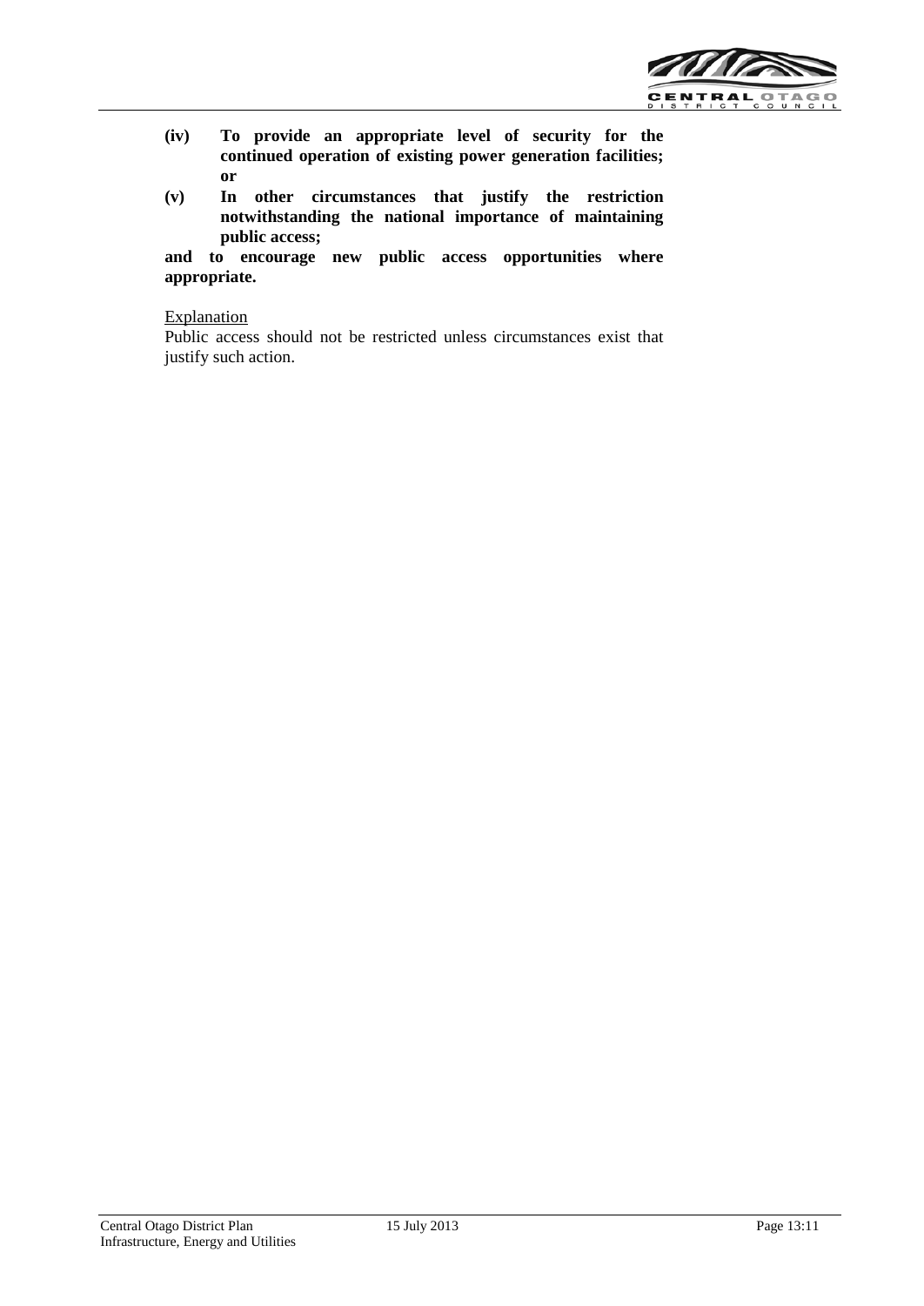**(iv) To provide an appropriate level of security for the continued operation of existing power generation facilities; or**

**(v) In other circumstances that justify the restriction notwithstanding the national importance of maintaining public access;**

**and to encourage new public access opportunities where appropriate.**

Explanation

Public access should not be restricted unless circumstances exist that justify such action.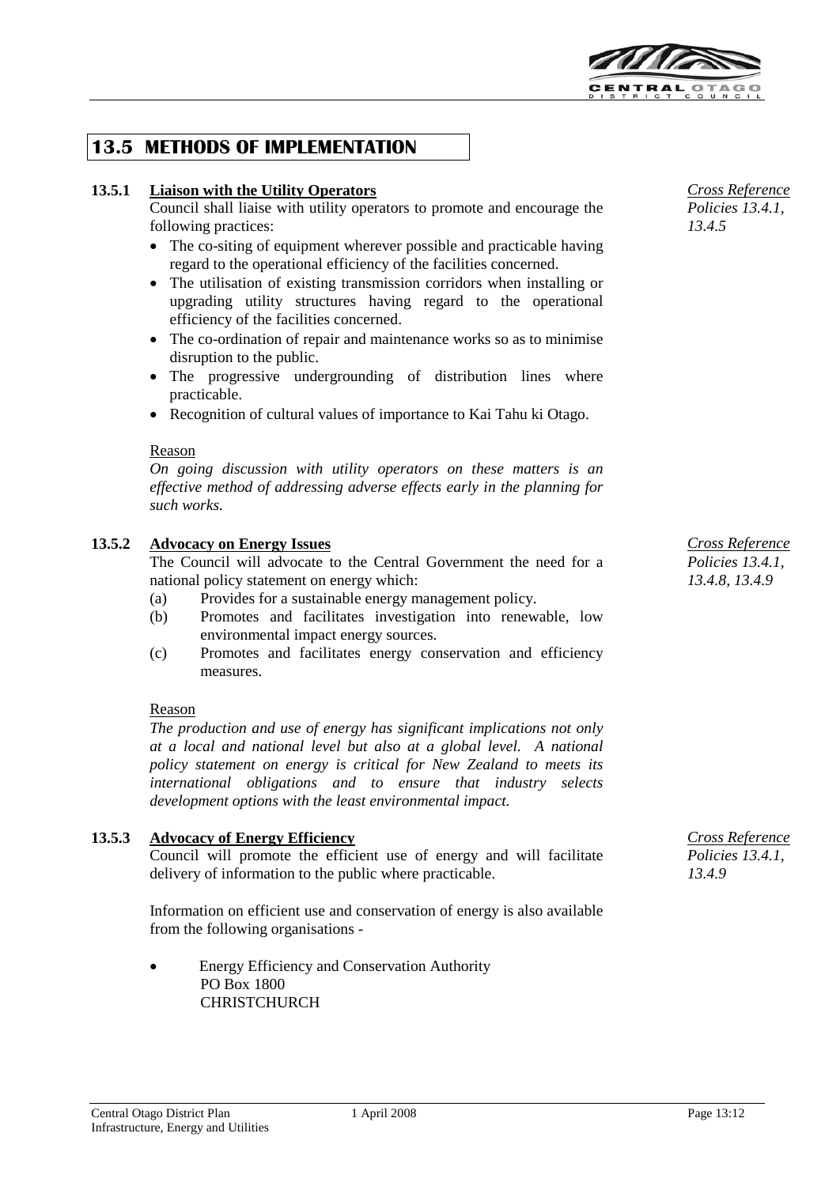## 13.5 METHODS OF IMPLEMENTATION

### 13.5.1 Liaison with the Utility Operators

*Cross Reference Policies 13.4.1, 13.4.5*

Council shall liaise with utility operators to promote and encourage the following practices:

- The co-siting of equipment wherever possible and practicable having regard to the operational efficiency of the facilities concerned.
- The utilisation of existing transmission corridors when installing or upgrading utility structures having regard to the operational efficiency of the facilities concerned.
- The co-ordination of repair and maintenance works so as to minimise disruption to the public.
- The progressive undergrounding of distribution lines where practicable.
- Recognition of cultural values of importance to Kai Tahu ki Otago.

Reason

*On going discussion with utility operators on these matters is an effective method of addressing adverse effects early in the planning for such works.*

### 13.5.2 Advocacy on Energy Issues

*Cross Reference Policies 13.4.1, 13.4.8, 13.4.9*

The Council will advocate to the Central Government the need for a national policy statement on energy which:

(a) Provides for a sustainable energy management policy.

(b) Promotes and facilitates investigation into renewable, low environmental impact energy sources.

(c) Promotes and facilitates energy conservation and efficiency measures.

Reason

*The production and use of energy has significant implications not only at a local and national level but also at a global level. A national policy statement on energy is critical for New Zealand to meets its international obligations and to ensure that industry selects development options with the least environmental impact.*

### 13.5.3 Advocacy of Energy Efficiency

*Cross Reference Policies 13.4.1, 13.4.9*

Council will promote the efficient use of energy and will facilitate delivery of information to the public where practicable.

Information on efficient use and conservation of energy is also available from the following organisations -

- Energy Efficiency and Conservation Authority
  PO Box 1800
  CHRISTCHURCH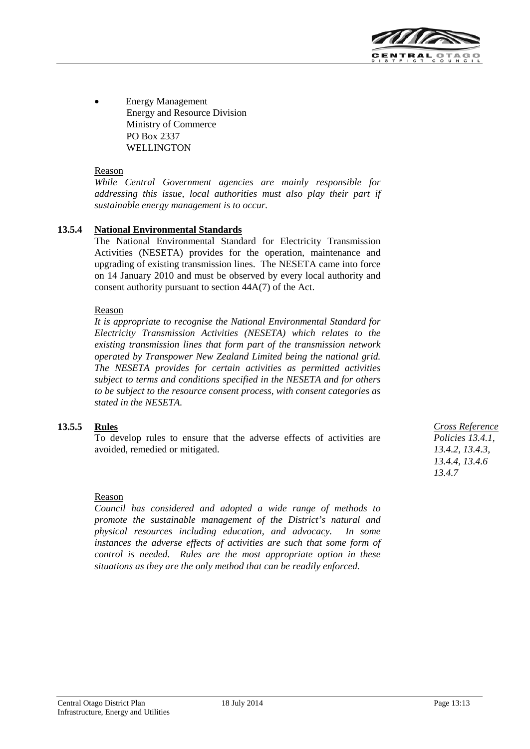- Energy Management
  Energy and Resource Division
  Ministry of Commerce
  PO Box 2337
  WELLINGTON

Reason

*While Central Government agencies are mainly responsible for addressing this issue, local authorities must also play their part if sustainable energy management is to occur.*

### 13.5.4 National Environmental Standards

The National Environmental Standard for Electricity Transmission Activities (NESETA) provides for the operation, maintenance and upgrading of existing transmission lines. The NESETA came into force on 14 January 2010 and must be observed by every local authority and consent authority pursuant to section 44A(7) of the Act.

Reason

*It is appropriate to recognise the National Environmental Standard for Electricity Transmission Activities (NESETA) which relates to the existing transmission lines that form part of the transmission network operated by Transpower New Zealand Limited being the national grid. The NESETA provides for certain activities as permitted activities subject to terms and conditions specified in the NESETA and for others to be subject to the resource consent process, with consent categories as stated in the NESETA.*

### 13.5.5 Rules

To develop rules to ensure that the adverse effects of activities are avoided, remedied or mitigated.

*Cross Reference*
*Policies 13.4.1, 13.4.2, 13.4.3, 13.4.4, 13.4.6 13.4.7*

Reason

*Council has considered and adopted a wide range of methods to promote the sustainable management of the District's natural and physical resources including education, and advocacy. In some instances the adverse effects of activities are such that some form of control is needed. Rules are the most appropriate option in these situations as they are the only method that can be readily enforced.*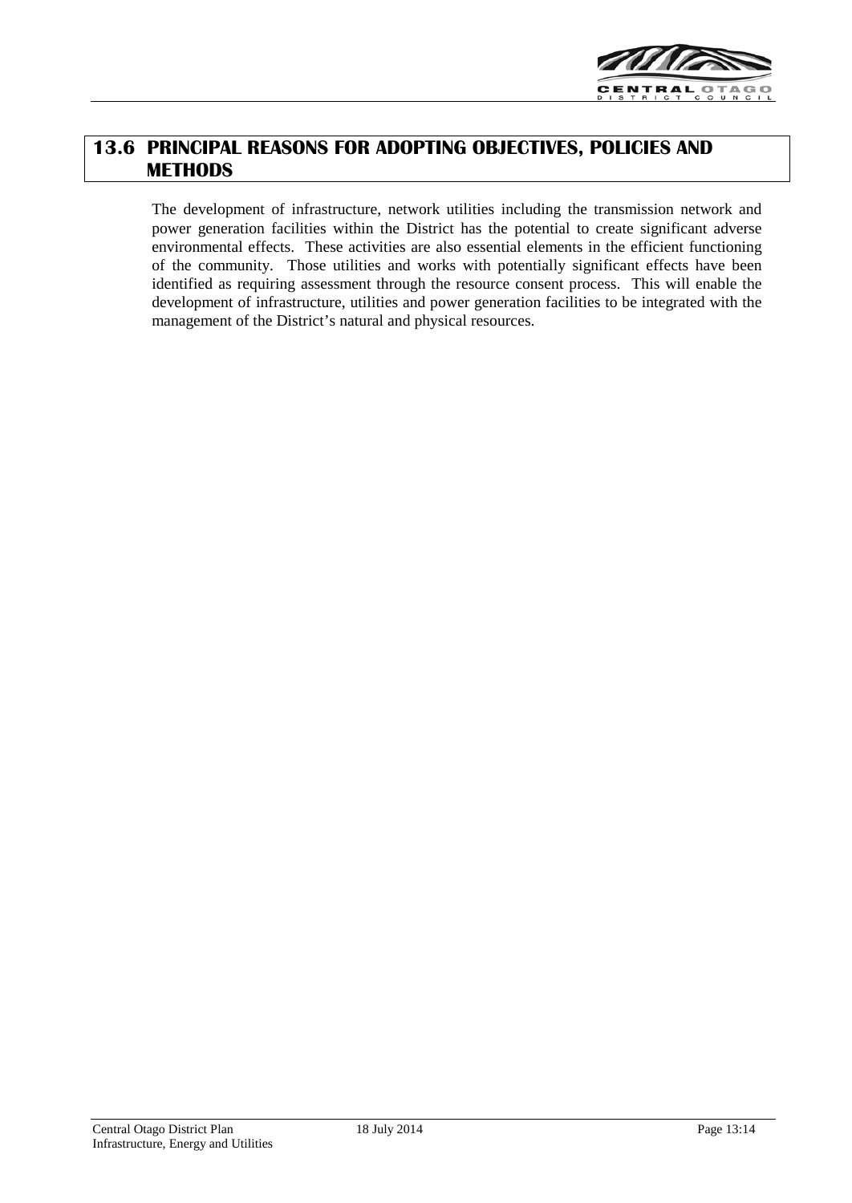## 13.6 PRINCIPAL REASONS FOR ADOPTING OBJECTIVES, POLICIES AND METHODS

The development of infrastructure, network utilities including the transmission network and power generation facilities within the District has the potential to create significant adverse environmental effects. These activities are also essential elements in the efficient functioning of the community. Those utilities and works with potentially significant effects have been identified as requiring assessment through the resource consent process. This will enable the development of infrastructure, utilities and power generation facilities to be integrated with the management of the District's natural and physical resources.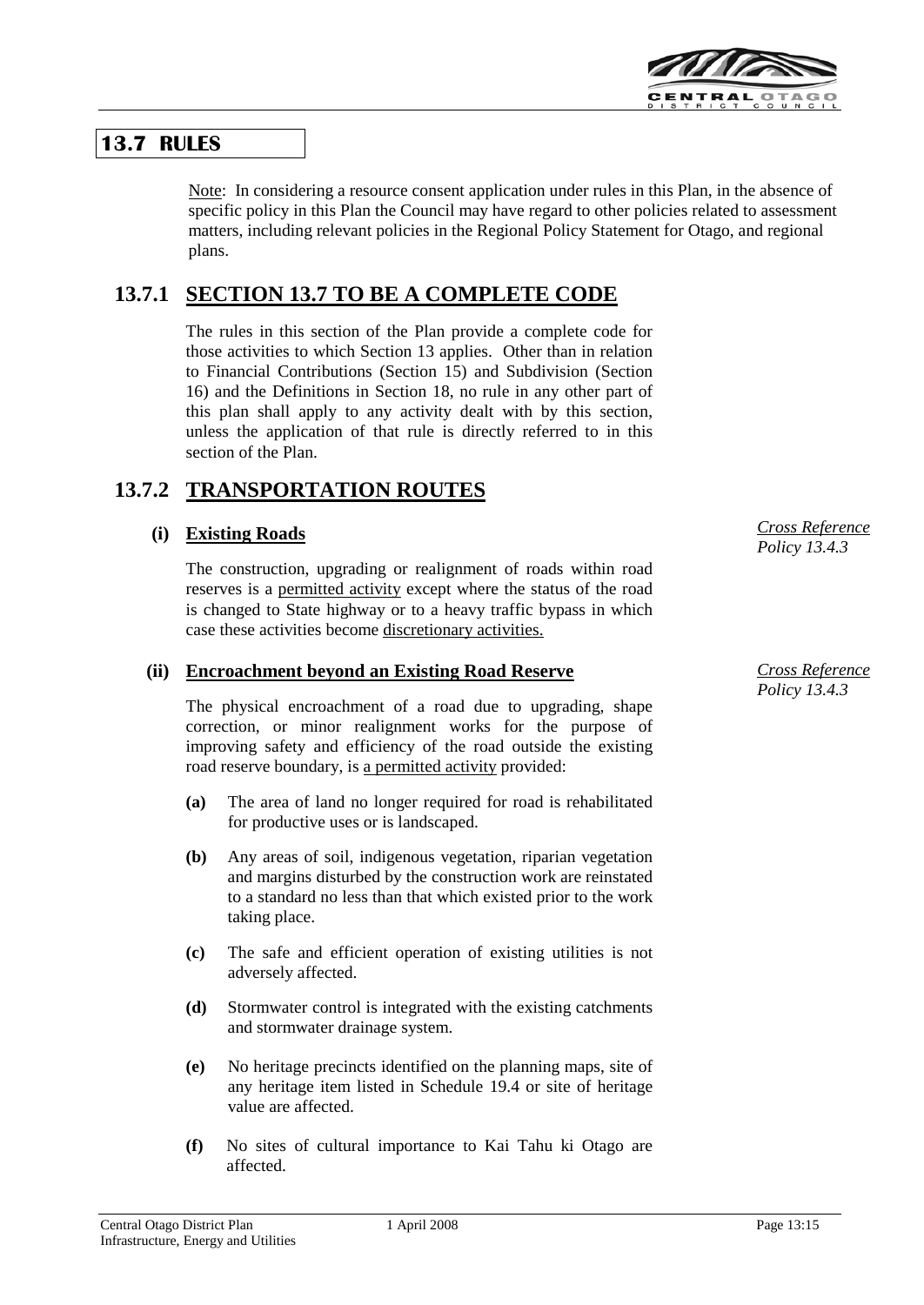## 13.7 RULES

Note: In considering a resource consent application under rules in this Plan, in the absence of specific policy in this Plan the Council may have regard to other policies related to assessment matters, including relevant policies in the Regional Policy Statement for Otago, and regional plans.

## 13.7.1 SECTION 13.7 TO BE A COMPLETE CODE

The rules in this section of the Plan provide a complete code for those activities to which Section 13 applies. Other than in relation to Financial Contributions (Section 15) and Subdivision (Section 16) and the Definitions in Section 18, no rule in any other part of this plan shall apply to any activity dealt with by this section, unless the application of that rule is directly referred to in this section of the Plan.

## 13.7.2 TRANSPORTATION ROUTES

### (i) Existing Roads

*Cross Reference Policy 13.4.3*

The construction, upgrading or realignment of roads within road reserves is a permitted activity except where the status of the road is changed to State highway or to a heavy traffic bypass in which case these activities become discretionary activities.

### (ii) Encroachment beyond an Existing Road Reserve

*Cross Reference Policy 13.4.3*

The physical encroachment of a road due to upgrading, shape correction, or minor realignment works for the purpose of improving safety and efficiency of the road outside the existing road reserve boundary, is a permitted activity provided:

**(a)** The area of land no longer required for road is rehabilitated for productive uses or is landscaped.

**(b)** Any areas of soil, indigenous vegetation, riparian vegetation and margins disturbed by the construction work are reinstated to a standard no less than that which existed prior to the work taking place.

**(c)** The safe and efficient operation of existing utilities is not adversely affected.

**(d)** Stormwater control is integrated with the existing catchments and stormwater drainage system.

**(e)** No heritage precincts identified on the planning maps, site of any heritage item listed in Schedule 19.4 or site of heritage value are affected.

**(f)** No sites of cultural importance to Kai Tahu ki Otago are affected.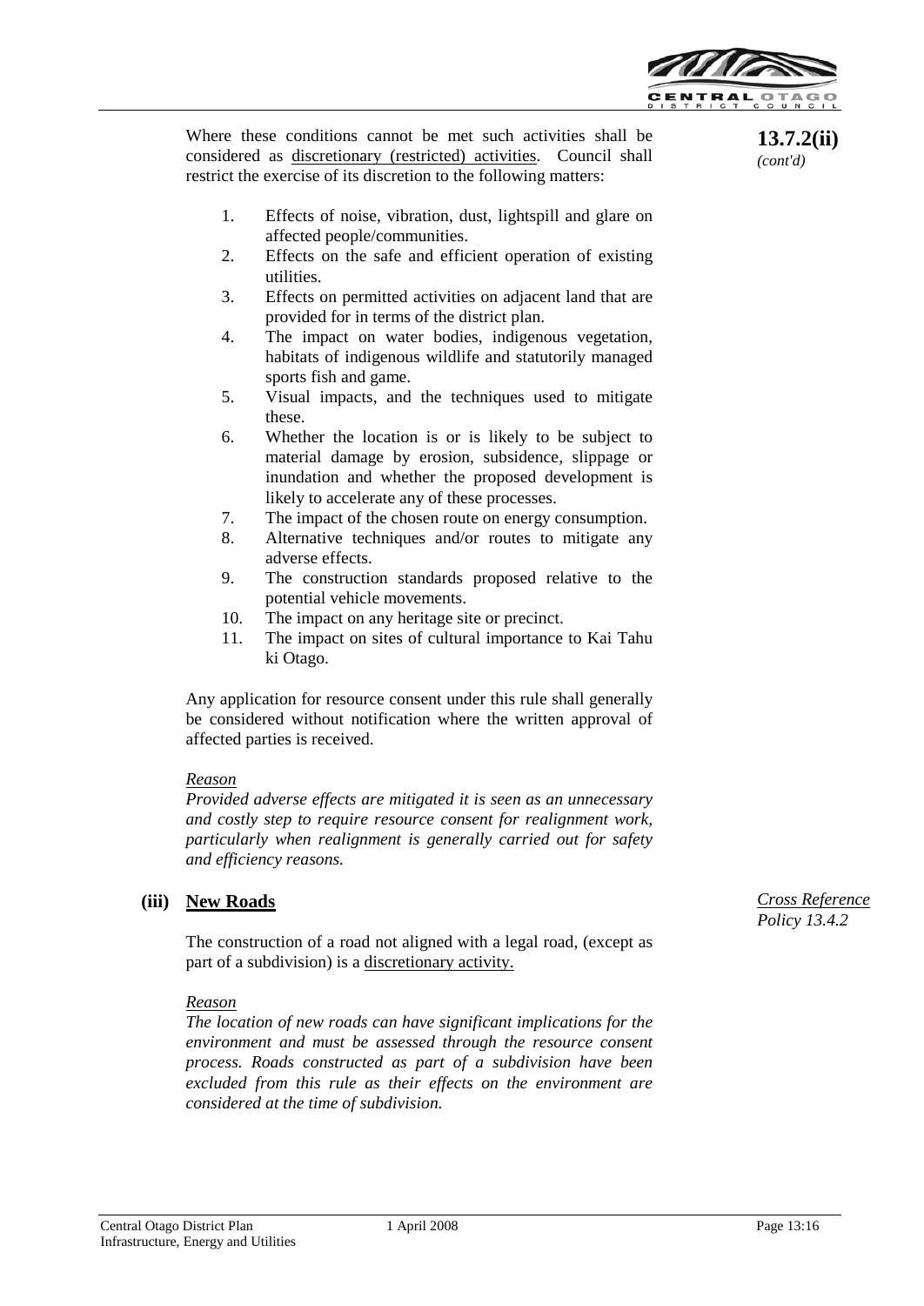**13.7.2(ii)** *(cont'd)*

Where these conditions cannot be met such activities shall be considered as discretionary (restricted) activities. Council shall restrict the exercise of its discretion to the following matters:

1. Effects of noise, vibration, dust, lightspill and glare on affected people/communities.
2. Effects on the safe and efficient operation of existing utilities.
3. Effects on permitted activities on adjacent land that are provided for in terms of the district plan.
4. The impact on water bodies, indigenous vegetation, habitats of indigenous wildlife and statutorily managed sports fish and game.
5. Visual impacts, and the techniques used to mitigate these.
6. Whether the location is or is likely to be subject to material damage by erosion, subsidence, slippage or inundation and whether the proposed development is likely to accelerate any of these processes.
7. The impact of the chosen route on energy consumption.
8. Alternative techniques and/or routes to mitigate any adverse effects.
9. The construction standards proposed relative to the potential vehicle movements.
10. The impact on any heritage site or precinct.
11. The impact on sites of cultural importance to Kai Tahu ki Otago.

Any application for resource consent under this rule shall generally be considered without notification where the written approval of affected parties is received.

*Reason*
*Provided adverse effects are mitigated it is seen as an unnecessary and costly step to require resource consent for realignment work, particularly when realignment is generally carried out for safety and efficiency reasons.*

### (iii) New Roads

*Cross Reference Policy 13.4.2*

The construction of a road not aligned with a legal road, (except as part of a subdivision) is a discretionary activity.

*Reason*
*The location of new roads can have significant implications for the environment and must be assessed through the resource consent process. Roads constructed as part of a subdivision have been excluded from this rule as their effects on the environment are considered at the time of subdivision.*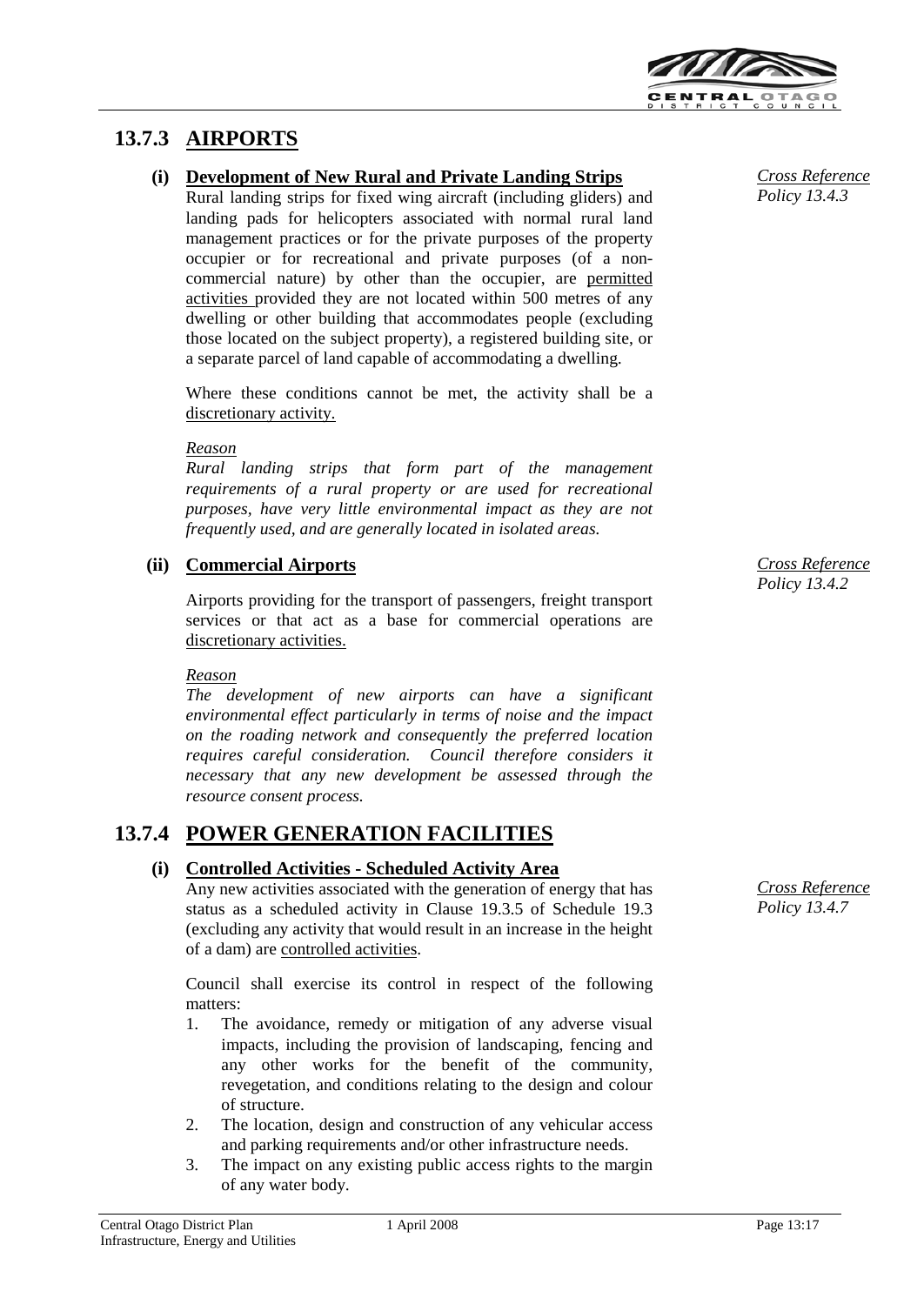## 13.7.3 AIRPORTS

### (i) Development of New Rural and Private Landing Strips

*Cross Reference Policy 13.4.3*

Rural landing strips for fixed wing aircraft (including gliders) and landing pads for helicopters associated with normal rural land management practices or for the private purposes of the property occupier or for recreational and private purposes (of a non-commercial nature) by other than the occupier, are permitted activities provided they are not located within 500 metres of any dwelling or other building that accommodates people (excluding those located on the subject property), a registered building site, or a separate parcel of land capable of accommodating a dwelling.

Where these conditions cannot be met, the activity shall be a discretionary activity.

*Reason*

*Rural landing strips that form part of the management requirements of a rural property or are used for recreational purposes, have very little environmental impact as they are not frequently used, and are generally located in isolated areas.*

### (ii) Commercial Airports

*Cross Reference Policy 13.4.2*

Airports providing for the transport of passengers, freight transport services or that act as a base for commercial operations are discretionary activities.

*Reason*

*The development of new airports can have a significant environmental effect particularly in terms of noise and the impact on the roading network and consequently the preferred location requires careful consideration. Council therefore considers it necessary that any new development be assessed through the resource consent process.*

## 13.7.4 POWER GENERATION FACILITIES

### (i) Controlled Activities - Scheduled Activity Area

*Cross Reference Policy 13.4.7*

Any new activities associated with the generation of energy that has status as a scheduled activity in Clause 19.3.5 of Schedule 19.3 (excluding any activity that would result in an increase in the height of a dam) are controlled activities.

Council shall exercise its control in respect of the following matters:

1. The avoidance, remedy or mitigation of any adverse visual impacts, including the provision of landscaping, fencing and any other works for the benefit of the community, revegetation, and conditions relating to the design and colour of structure.
2. The location, design and construction of any vehicular access and parking requirements and/or other infrastructure needs.
3. The impact on any existing public access rights to the margin of any water body.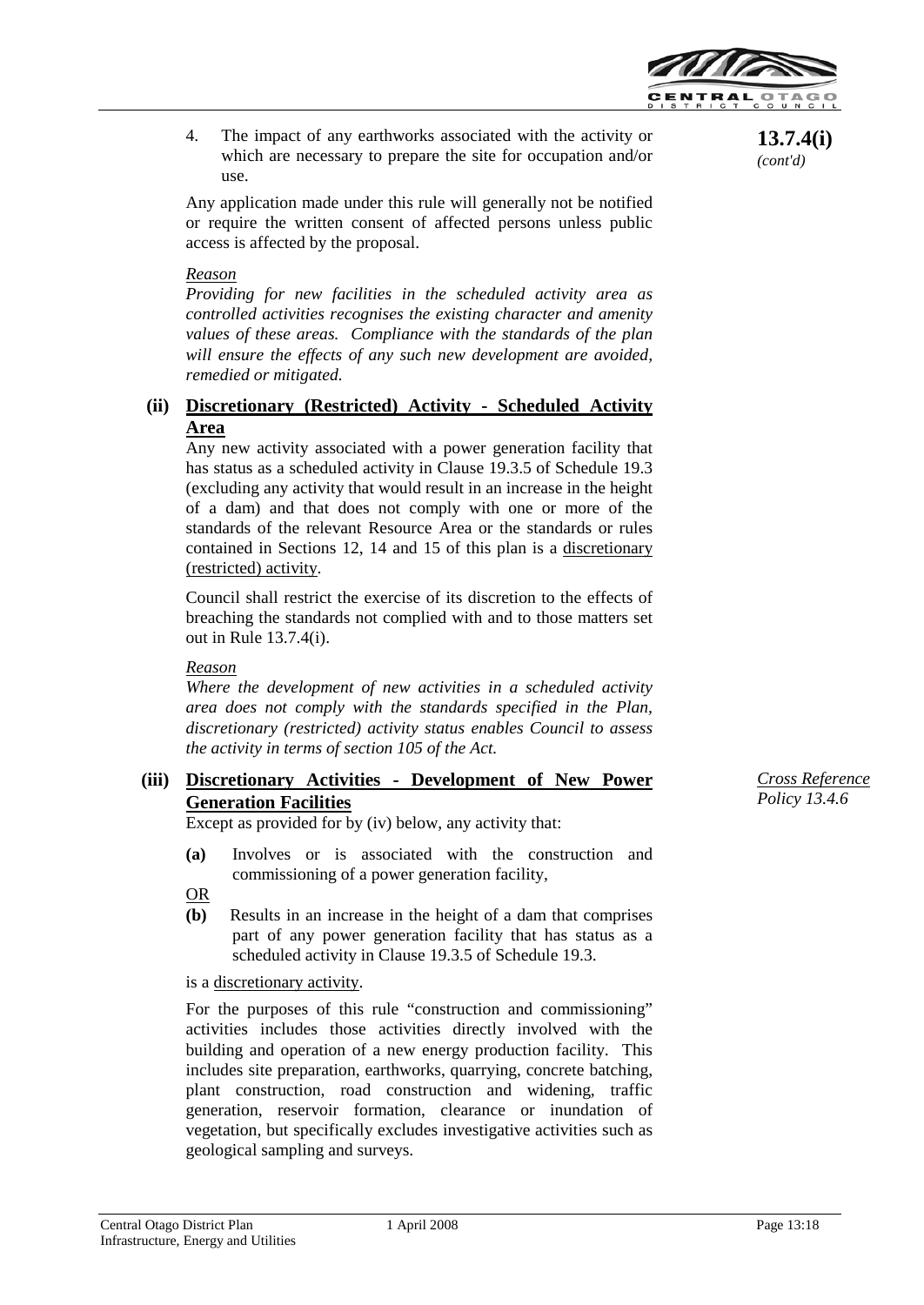**13.7.4(i)** *(cont'd)*

4. The impact of any earthworks associated with the activity or which are necessary to prepare the site for occupation and/or use.

Any application made under this rule will generally not be notified or require the written consent of affected persons unless public access is affected by the proposal.

*Reason*

*Providing for new facilities in the scheduled activity area as controlled activities recognises the existing character and amenity values of these areas. Compliance with the standards of the plan will ensure the effects of any such new development are avoided, remedied or mitigated.*

**(ii) Discretionary (Restricted) Activity - Scheduled Activity Area**

Any new activity associated with a power generation facility that has status as a scheduled activity in Clause 19.3.5 of Schedule 19.3 (excluding any activity that would result in an increase in the height of a dam) and that does not comply with one or more of the standards of the relevant Resource Area or the standards or rules contained in Sections 12, 14 and 15 of this plan is a discretionary (restricted) activity.

Council shall restrict the exercise of its discretion to the effects of breaching the standards not complied with and to those matters set out in Rule 13.7.4(i).

*Reason*

*Where the development of new activities in a scheduled activity area does not comply with the standards specified in the Plan, discretionary (restricted) activity status enables Council to assess the activity in terms of section 105 of the Act.*

**(iii) Discretionary Activities - Development of New Power Generation Facilities**

*Cross Reference Policy 13.4.6*

Except as provided for by (iv) below, any activity that:

**(a)** Involves or is associated with the construction and commissioning of a power generation facility,

OR

**(b)** Results in an increase in the height of a dam that comprises part of any power generation facility that has status as a scheduled activity in Clause 19.3.5 of Schedule 19.3.

is a discretionary activity.

For the purposes of this rule "construction and commissioning" activities includes those activities directly involved with the building and operation of a new energy production facility. This includes site preparation, earthworks, quarrying, concrete batching, plant construction, road construction and widening, traffic generation, reservoir formation, clearance or inundation of vegetation, but specifically excludes investigative activities such as geological sampling and surveys.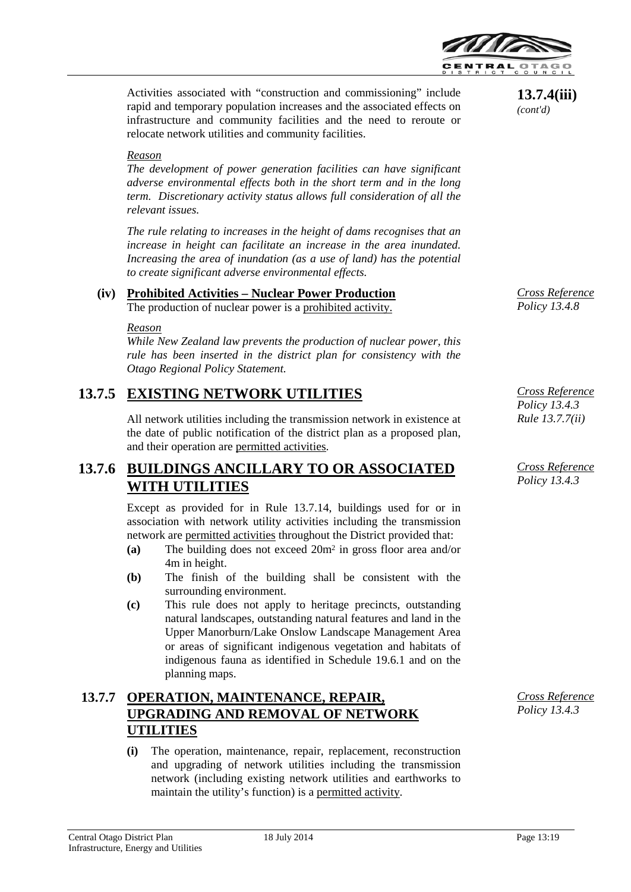**13.7.4(iii)** *(cont'd)*

Activities associated with "construction and commissioning" include rapid and temporary population increases and the associated effects on infrastructure and community facilities and the need to reroute or relocate network utilities and community facilities.

*Reason*

*The development of power generation facilities can have significant adverse environmental effects both in the short term and in the long term. Discretionary activity status allows full consideration of all the relevant issues.*

*The rule relating to increases in the height of dams recognises that an increase in height can facilitate an increase in the area inundated. Increasing the area of inundation (as a use of land) has the potential to create significant adverse environmental effects.*

**(iv) Prohibited Activities – Nuclear Power Production**

*Cross Reference Policy 13.4.8*

The production of nuclear power is a prohibited activity.

*Reason*

*While New Zealand law prevents the production of nuclear power, this rule has been inserted in the district plan for consistency with the Otago Regional Policy Statement.*

## 13.7.5 EXISTING NETWORK UTILITIES

*Cross Reference Policy 13.4.3 Rule 13.7.7(ii)*

All network utilities including the transmission network in existence at the date of public notification of the district plan as a proposed plan, and their operation are permitted activities.

## 13.7.6 BUILDINGS ANCILLARY TO OR ASSOCIATED WITH UTILITIES

*Cross Reference Policy 13.4.3*

Except as provided for in Rule 13.7.14, buildings used for or in association with network utility activities including the transmission network are permitted activities throughout the District provided that:

- **(a)** The building does not exceed 20m² in gross floor area and/or 4m in height.
- **(b)** The finish of the building shall be consistent with the surrounding environment.
- **(c)** This rule does not apply to heritage precincts, outstanding natural landscapes, outstanding natural features and land in the Upper Manorburn/Lake Onslow Landscape Management Area or areas of significant indigenous vegetation and habitats of indigenous fauna as identified in Schedule 19.6.1 and on the planning maps.

## 13.7.7 OPERATION, MAINTENANCE, REPAIR, UPGRADING AND REMOVAL OF NETWORK UTILITIES

*Cross Reference Policy 13.4.3*

**(i)** The operation, maintenance, repair, replacement, reconstruction and upgrading of network utilities including the transmission network (including existing network utilities and earthworks to maintain the utility's function) is a permitted activity.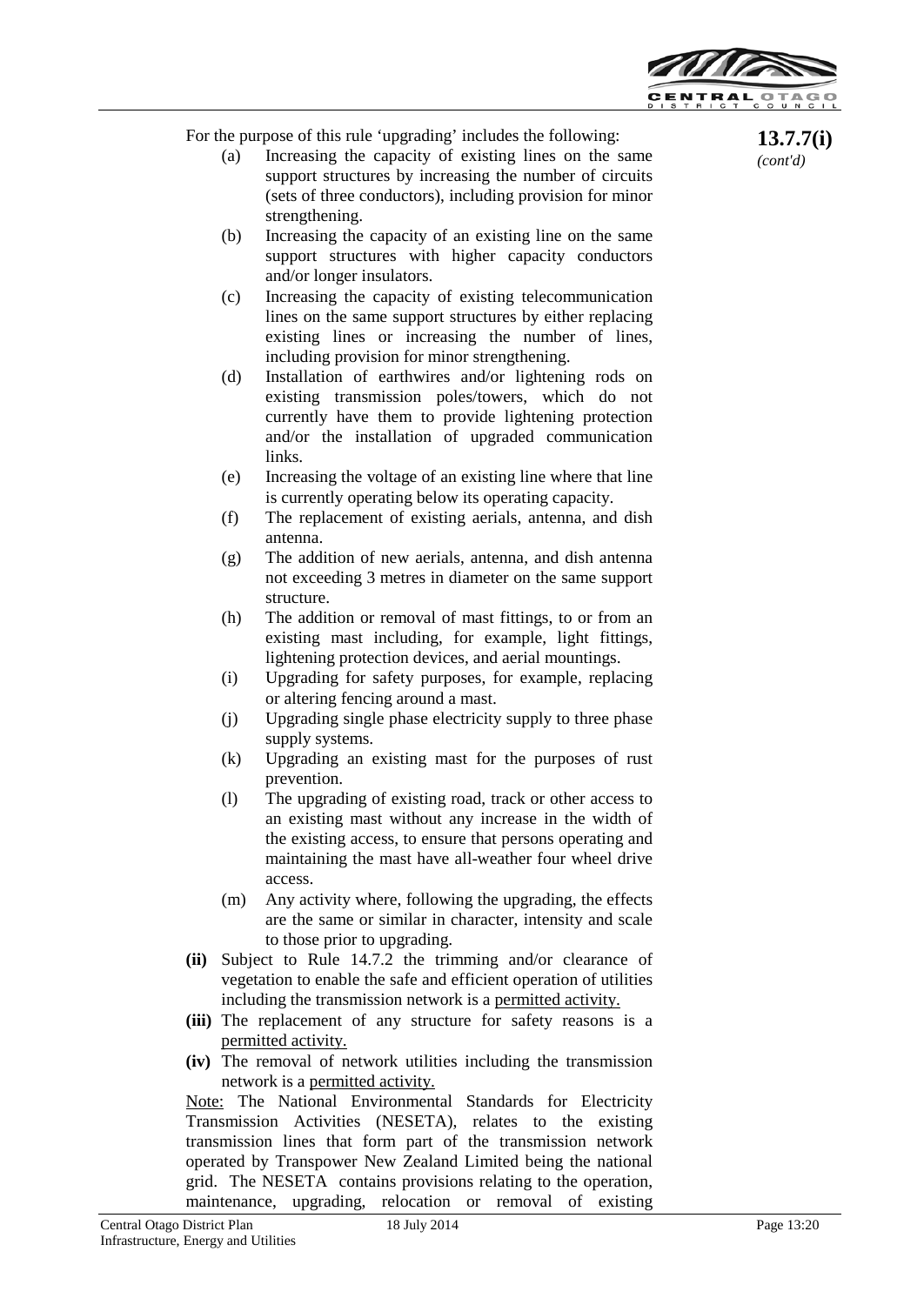**13.7.7(i)** *(cont'd)*

For the purpose of this rule 'upgrading' includes the following:

(a) Increasing the capacity of existing lines on the same support structures by increasing the number of circuits (sets of three conductors), including provision for minor strengthening.

(b) Increasing the capacity of an existing line on the same support structures with higher capacity conductors and/or longer insulators.

(c) Increasing the capacity of existing telecommunication lines on the same support structures by either replacing existing lines or increasing the number of lines, including provision for minor strengthening.

(d) Installation of earthwires and/or lightening rods on existing transmission poles/towers, which do not currently have them to provide lightening protection and/or the installation of upgraded communication links.

(e) Increasing the voltage of an existing line where that line is currently operating below its operating capacity.

(f) The replacement of existing aerials, antenna, and dish antenna.

(g) The addition of new aerials, antenna, and dish antenna not exceeding 3 metres in diameter on the same support structure.

(h) The addition or removal of mast fittings, to or from an existing mast including, for example, light fittings, lightening protection devices, and aerial mountings.

(i) Upgrading for safety purposes, for example, replacing or altering fencing around a mast.

(j) Upgrading single phase electricity supply to three phase supply systems.

(k) Upgrading an existing mast for the purposes of rust prevention.

(l) The upgrading of existing road, track or other access to an existing mast without any increase in the width of the existing access, to ensure that persons operating and maintaining the mast have all-weather four wheel drive access.

(m) Any activity where, following the upgrading, the effects are the same or similar in character, intensity and scale to those prior to upgrading.

**(ii)** Subject to Rule 14.7.2 the trimming and/or clearance of vegetation to enable the safe and efficient operation of utilities including the transmission network is a <u>permitted activity.</u>

**(iii)** The replacement of any structure for safety reasons is a <u>permitted activity.</u>

**(iv)** The removal of network utilities including the transmission network is a <u>permitted activity.</u>

<u>Note:</u> The National Environmental Standards for Electricity Transmission Activities (NESETA), relates to the existing transmission lines that form part of the transmission network operated by Transpower New Zealand Limited being the national grid. The NESETA contains provisions relating to the operation, maintenance, upgrading, relocation or removal of existing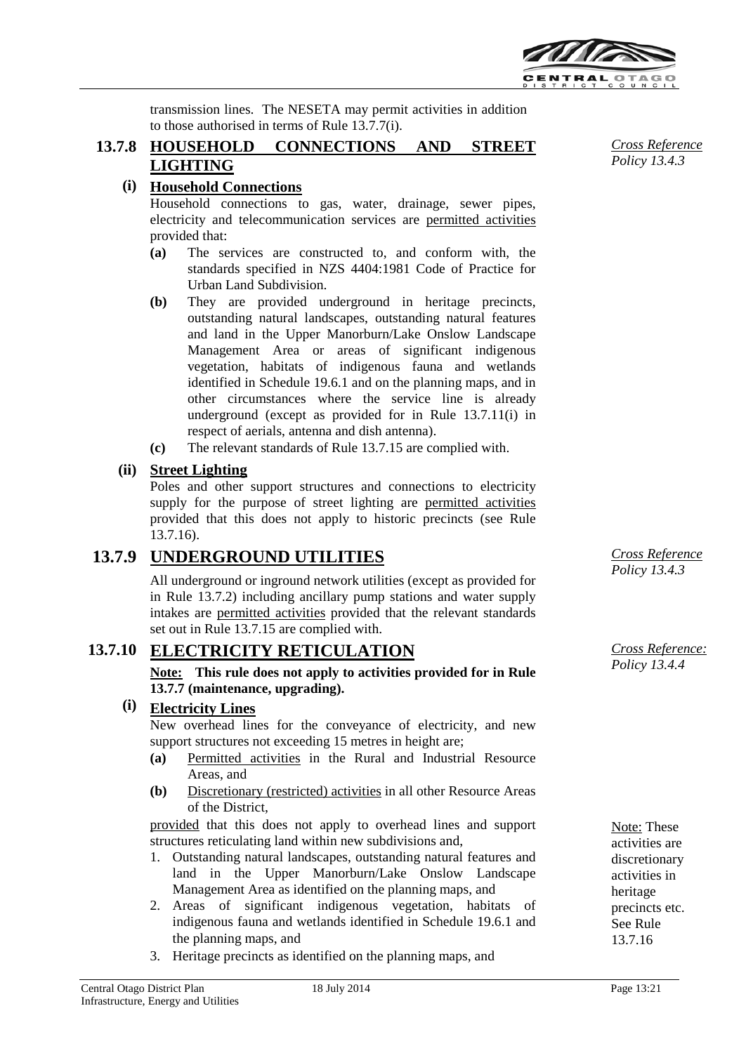transmission lines. The NESETA may permit activities in addition to those authorised in terms of Rule 13.7.7(i).

## 13.7.8 HOUSEHOLD CONNECTIONS AND STREET LIGHTING

*Cross Reference Policy 13.4.3*

### (i) Household Connections

Household connections to gas, water, drainage, sewer pipes, electricity and telecommunication services are permitted activities provided that:

- **(a)** The services are constructed to, and conform with, the standards specified in NZS 4404:1981 Code of Practice for Urban Land Subdivision.
- **(b)** They are provided underground in heritage precincts, outstanding natural landscapes, outstanding natural features and land in the Upper Manorburn/Lake Onslow Landscape Management Area or areas of significant indigenous vegetation, habitats of indigenous fauna and wetlands identified in Schedule 19.6.1 and on the planning maps, and in other circumstances where the service line is already underground (except as provided for in Rule 13.7.11(i) in respect of aerials, antenna and dish antenna).
- **(c)** The relevant standards of Rule 13.7.15 are complied with.

### (ii) Street Lighting

Poles and other support structures and connections to electricity supply for the purpose of street lighting are permitted activities provided that this does not apply to historic precincts (see Rule 13.7.16).

## 13.7.9 UNDERGROUND UTILITIES

*Cross Reference Policy 13.4.3*

All underground or inground network utilities (except as provided for in Rule 13.7.2) including ancillary pump stations and water supply intakes are permitted activities provided that the relevant standards set out in Rule 13.7.15 are complied with.

## 13.7.10 ELECTRICITY RETICULATION

*Cross Reference: Policy 13.4.4*

**Note: This rule does not apply to activities provided for in Rule 13.7.7 (maintenance, upgrading).**

### (i) Electricity Lines

New overhead lines for the conveyance of electricity, and new support structures not exceeding 15 metres in height are;

- **(a)** Permitted activities in the Rural and Industrial Resource Areas, and
- **(b)** Discretionary (restricted) activities in all other Resource Areas of the District,

provided that this does not apply to overhead lines and support structures reticulating land within new subdivisions and,

1. Outstanding natural landscapes, outstanding natural features and land in the Upper Manorburn/Lake Onslow Landscape Management Area as identified on the planning maps, and
2. Areas of significant indigenous vegetation, habitats of indigenous fauna and wetlands identified in Schedule 19.6.1 and the planning maps, and
3. Heritage precincts as identified on the planning maps, and

Note: These activities are discretionary activities in heritage precincts etc. See Rule 13.7.16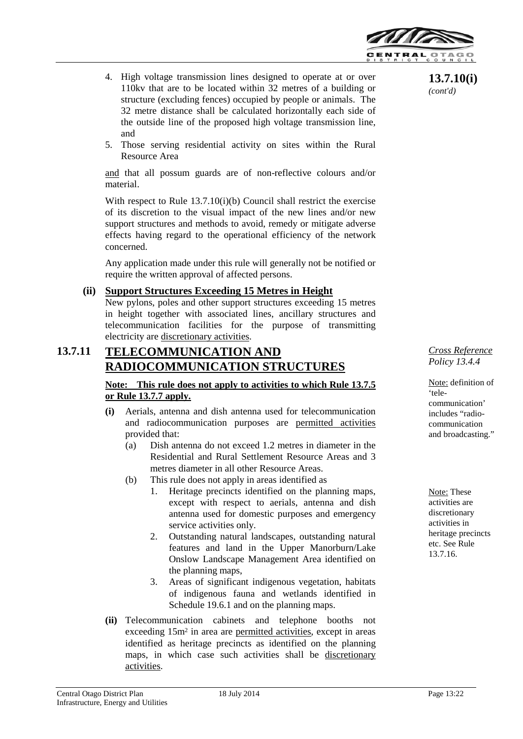**13.7.10(i)** *(cont'd)*

4. High voltage transmission lines designed to operate at or over 110kv that are to be located within 32 metres of a building or structure (excluding fences) occupied by people or animals. The 32 metre distance shall be calculated horizontally each side of the outside line of the proposed high voltage transmission line, and
5. Those serving residential activity on sites within the Rural Resource Area

and that all possum guards are of non-reflective colours and/or material.

With respect to Rule 13.7.10(i)(b) Council shall restrict the exercise of its discretion to the visual impact of the new lines and/or new support structures and methods to avoid, remedy or mitigate adverse effects having regard to the operational efficiency of the network concerned.

Any application made under this rule will generally not be notified or require the written approval of affected persons.

**(ii) Support Structures Exceeding 15 Metres in Height**

New pylons, poles and other support structures exceeding 15 metres in height together with associated lines, ancillary structures and telecommunication facilities for the purpose of transmitting electricity are discretionary activities.

## 13.7.11 TELECOMMUNICATION AND RADIOCOMMUNICATION STRUCTURES

*Cross Reference Policy 13.4.4*

Note: definition of 'tele-communication' includes "radio-communication and broadcasting."

**Note: This rule does not apply to activities to which Rule 13.7.5 or Rule 13.7.7 apply.**

**(i)** Aerials, antenna and dish antenna used for telecommunication and radiocommunication purposes are permitted activities provided that:
   (a) Dish antenna do not exceed 1.2 metres in diameter in the Residential and Rural Settlement Resource Areas and 3 metres diameter in all other Resource Areas.
   (b) This rule does not apply in areas identified as
      1. Heritage precincts identified on the planning maps, except with respect to aerials, antenna and dish antenna used for domestic purposes and emergency service activities only.
      2. Outstanding natural landscapes, outstanding natural features and land in the Upper Manorburn/Lake Onslow Landscape Management Area identified on the planning maps,
      3. Areas of significant indigenous vegetation, habitats of indigenous fauna and wetlands identified in Schedule 19.6.1 and on the planning maps.

Note: These activities are discretionary activities in heritage precincts etc. See Rule 13.7.16.

**(ii)** Telecommunication cabinets and telephone booths not exceeding 15m² in area are permitted activities, except in areas identified as heritage precincts as identified on the planning maps, in which case such activities shall be discretionary activities.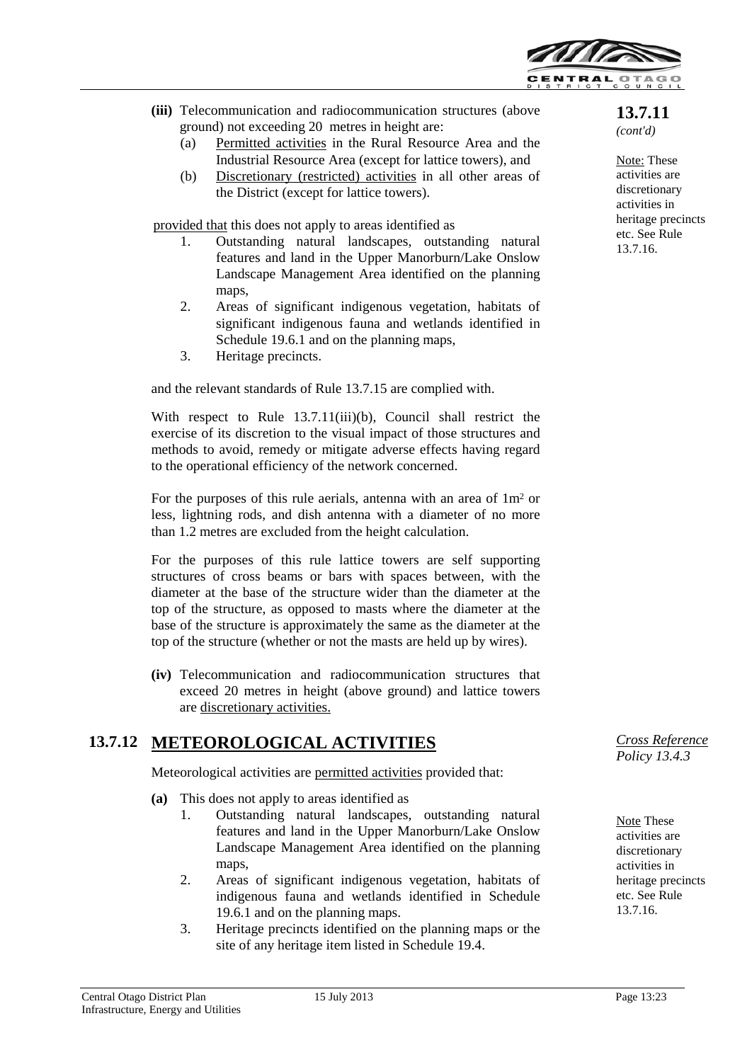**13.7.11** *(cont'd)*

Note: These activities are discretionary activities in heritage precincts etc. See Rule 13.7.16.

**(iii)** Telecommunication and radiocommunication structures (above ground) not exceeding 20 metres in height are:

(a) Permitted activities in the Rural Resource Area and the Industrial Resource Area (except for lattice towers), and

(b) Discretionary (restricted) activities in all other areas of the District (except for lattice towers).

provided that this does not apply to areas identified as

1. Outstanding natural landscapes, outstanding natural features and land in the Upper Manorburn/Lake Onslow Landscape Management Area identified on the planning maps,
2. Areas of significant indigenous vegetation, habitats of significant indigenous fauna and wetlands identified in Schedule 19.6.1 and on the planning maps,
3. Heritage precincts.

and the relevant standards of Rule 13.7.15 are complied with.

With respect to Rule 13.7.11(iii)(b), Council shall restrict the exercise of its discretion to the visual impact of those structures and methods to avoid, remedy or mitigate adverse effects having regard to the operational efficiency of the network concerned.

For the purposes of this rule aerials, antenna with an area of $1m^2$ or less, lightning rods, and dish antenna with a diameter of no more than 1.2 metres are excluded from the height calculation.

For the purposes of this rule lattice towers are self supporting structures of cross beams or bars with spaces between, with the diameter at the base of the structure wider than the diameter at the top of the structure, as opposed to masts where the diameter at the base of the structure is approximately the same as the diameter at the top of the structure (whether or not the masts are held up by wires).

**(iv)** Telecommunication and radiocommunication structures that exceed 20 metres in height (above ground) and lattice towers are discretionary activities.

## 13.7.12 METEOROLOGICAL ACTIVITIES

*Cross Reference Policy 13.4.3*

Meteorological activities are permitted activities provided that:

**(a)** This does not apply to areas identified as

1. Outstanding natural landscapes, outstanding natural features and land in the Upper Manorburn/Lake Onslow Landscape Management Area identified on the planning maps,
2. Areas of significant indigenous vegetation, habitats of indigenous fauna and wetlands identified in Schedule 19.6.1 and on the planning maps.
3. Heritage precincts identified on the planning maps or the site of any heritage item listed in Schedule 19.4.

Note These activities are discretionary activities in heritage precincts etc. See Rule 13.7.16.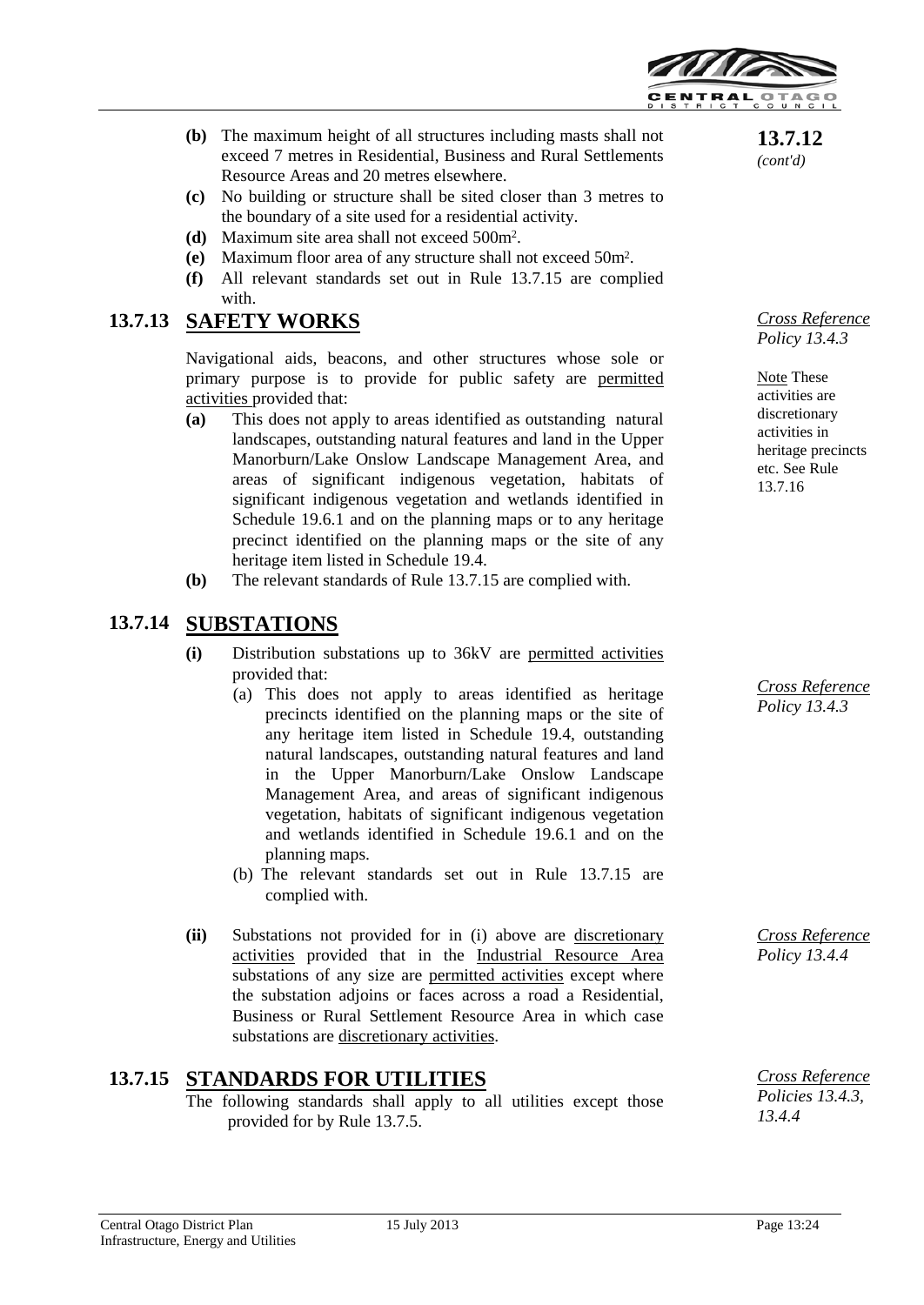**13.7.12** *(cont'd)*

**(b)** The maximum height of all structures including masts shall not exceed 7 metres in Residential, Business and Rural Settlements Resource Areas and 20 metres elsewhere.

**(c)** No building or structure shall be sited closer than 3 metres to the boundary of a site used for a residential activity.

**(d)** Maximum site area shall not exceed 500m².

**(e)** Maximum floor area of any structure shall not exceed 50m².

**(f)** All relevant standards set out in Rule 13.7.15 are complied with.

## 13.7.13 SAFETY WORKS

*Cross Reference Policy 13.4.3*

Note These activities are discretionary activities in heritage precincts etc. See Rule 13.7.16

Navigational aids, beacons, and other structures whose sole or primary purpose is to provide for public safety are permitted activities provided that:

**(a)** This does not apply to areas identified as outstanding natural landscapes, outstanding natural features and land in the Upper Manorburn/Lake Onslow Landscape Management Area, and areas of significant indigenous vegetation, habitats of significant indigenous vegetation and wetlands identified in Schedule 19.6.1 and on the planning maps or to any heritage precinct identified on the planning maps or the site of any heritage item listed in Schedule 19.4.

**(b)** The relevant standards of Rule 13.7.15 are complied with.

## 13.7.14 SUBSTATIONS

*Cross Reference Policy 13.4.3*

**(i)** Distribution substations up to 36kV are permitted activities provided that:

(a) This does not apply to areas identified as heritage precincts identified on the planning maps or the site of any heritage item listed in Schedule 19.4, outstanding natural landscapes, outstanding natural features and land in the Upper Manorburn/Lake Onslow Landscape Management Area, and areas of significant indigenous vegetation, habitats of significant indigenous vegetation and wetlands identified in Schedule 19.6.1 and on the planning maps.

(b) The relevant standards set out in Rule 13.7.15 are complied with.

*Cross Reference Policy 13.4.4*

**(ii)** Substations not provided for in (i) above are discretionary activities provided that in the Industrial Resource Area substations of any size are permitted activities except where the substation adjoins or faces across a road a Residential, Business or Rural Settlement Resource Area in which case substations are discretionary activities.

## 13.7.15 STANDARDS FOR UTILITIES

*Cross Reference Policies 13.4.3, 13.4.4*

The following standards shall apply to all utilities except those provided for by Rule 13.7.5.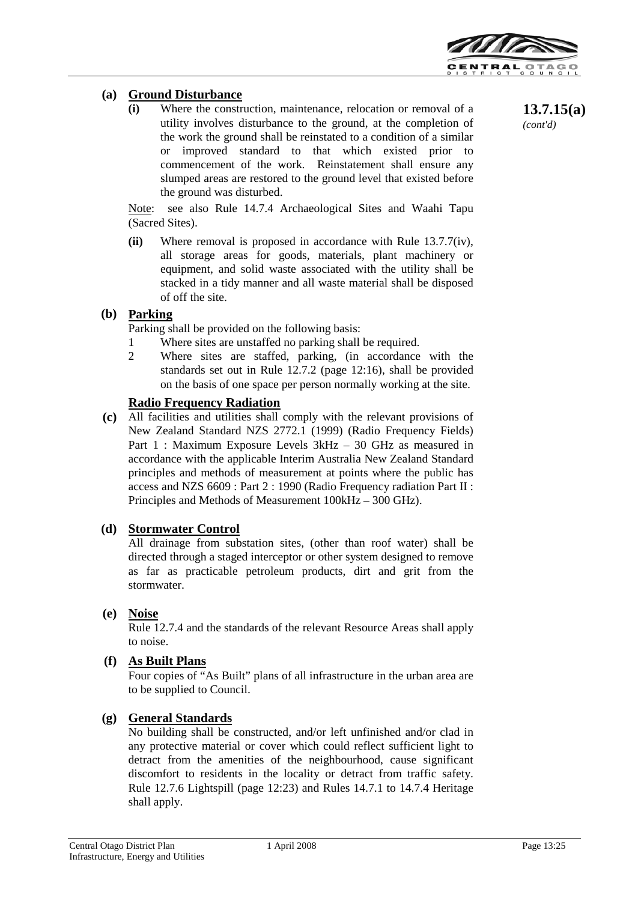**13.7.15(a)** *(cont'd)*

**(a) Ground Disturbance**

**(i)** Where the construction, maintenance, relocation or removal of a utility involves disturbance to the ground, at the completion of the work the ground shall be reinstated to a condition of a similar or improved standard to that which existed prior to commencement of the work. Reinstatement shall ensure any slumped areas are restored to the ground level that existed before the ground was disturbed.

Note: see also Rule 14.7.4 Archaeological Sites and Waahi Tapu (Sacred Sites).

**(ii)** Where removal is proposed in accordance with Rule 13.7.7(iv), all storage areas for goods, materials, plant machinery or equipment, and solid waste associated with the utility shall be stacked in a tidy manner and all waste material shall be disposed of off the site.

**(b) Parking**

Parking shall be provided on the following basis:

1. Where sites are unstaffed no parking shall be required.
2. Where sites are staffed, parking, (in accordance with the standards set out in Rule 12.7.2 (page 12:16), shall be provided on the basis of one space per person normally working at the site.

**(c) Radio Frequency Radiation**

All facilities and utilities shall comply with the relevant provisions of New Zealand Standard NZS 2772.1 (1999) (Radio Frequency Fields) Part 1 : Maximum Exposure Levels 3kHz – 30 GHz as measured in accordance with the applicable Interim Australia New Zealand Standard principles and methods of measurement at points where the public has access and NZS 6609 : Part 2 : 1990 (Radio Frequency radiation Part II : Principles and Methods of Measurement 100kHz – 300 GHz).

**(d) Stormwater Control**

All drainage from substation sites, (other than roof water) shall be directed through a staged interceptor or other system designed to remove as far as practicable petroleum products, dirt and grit from the stormwater.

**(e) Noise**

Rule 12.7.4 and the standards of the relevant Resource Areas shall apply to noise.

**(f) As Built Plans**

Four copies of "As Built" plans of all infrastructure in the urban area are to be supplied to Council.

**(g) General Standards**

No building shall be constructed, and/or left unfinished and/or clad in any protective material or cover which could reflect sufficient light to detract from the amenities of the neighbourhood, cause significant discomfort to residents in the locality or detract from traffic safety. Rule 12.7.6 Lightspill (page 12:23) and Rules 14.7.1 to 14.7.4 Heritage shall apply.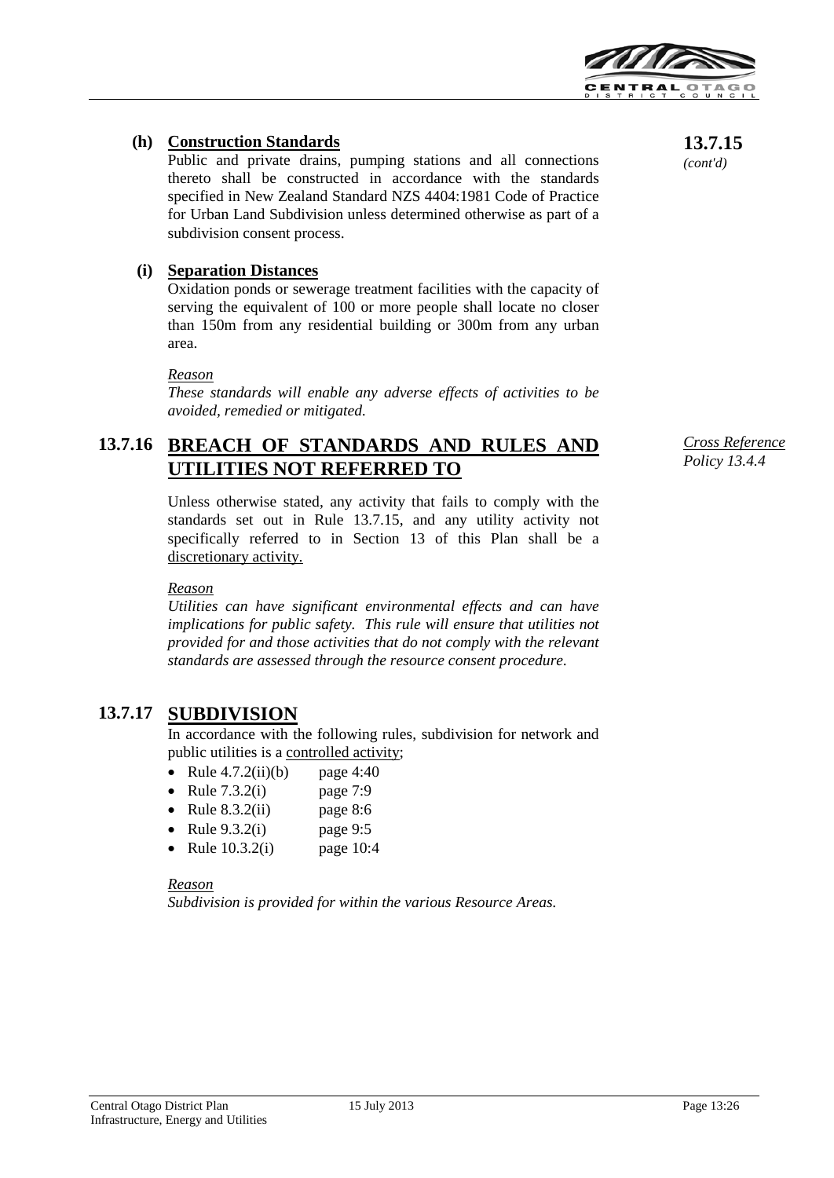**13.7.15** *(cont'd)*

**(h) Construction Standards**

Public and private drains, pumping stations and all connections thereto shall be constructed in accordance with the standards specified in New Zealand Standard NZS 4404:1981 Code of Practice for Urban Land Subdivision unless determined otherwise as part of a subdivision consent process.

**(i) Separation Distances**

Oxidation ponds or sewerage treatment facilities with the capacity of serving the equivalent of 100 or more people shall locate no closer than 150m from any residential building or 300m from any urban area.

*Reason*

*These standards will enable any adverse effects of activities to be avoided, remedied or mitigated.*

## 13.7.16 BREACH OF STANDARDS AND RULES AND UTILITIES NOT REFERRED TO

*Cross Reference Policy 13.4.4*

Unless otherwise stated, any activity that fails to comply with the standards set out in Rule 13.7.15, and any utility activity not specifically referred to in Section 13 of this Plan shall be a discretionary activity.

*Reason*

*Utilities can have significant environmental effects and can have implications for public safety. This rule will ensure that utilities not provided for and those activities that do not comply with the relevant standards are assessed through the resource consent procedure.*

## 13.7.17 SUBDIVISION

In accordance with the following rules, subdivision for network and public utilities is a controlled activity;

- Rule 4.7.2(ii)(b) page 4:40
- Rule 7.3.2(i) page 7:9
- Rule 8.3.2(ii) page 8:6
- Rule 9.3.2(i) page 9:5
- Rule 10.3.2(i) page 10:4

*Reason*

*Subdivision is provided for within the various Resource Areas.*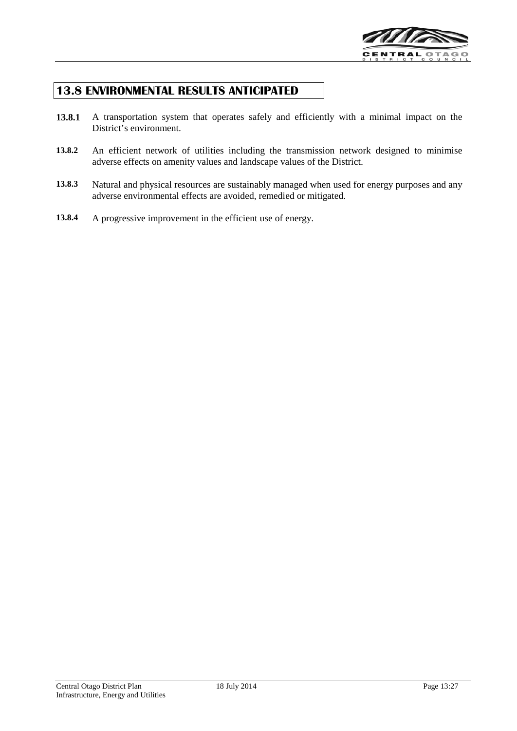## 13.8 ENVIRONMENTAL RESULTS ANTICIPATED

**13.8.1** A transportation system that operates safely and efficiently with a minimal impact on the District's environment.

**13.8.2** An efficient network of utilities including the transmission network designed to minimise adverse effects on amenity values and landscape values of the District.

**13.8.3** Natural and physical resources are sustainably managed when used for energy purposes and any adverse environmental effects are avoided, remedied or mitigated.

**13.8.4** A progressive improvement in the efficient use of energy.